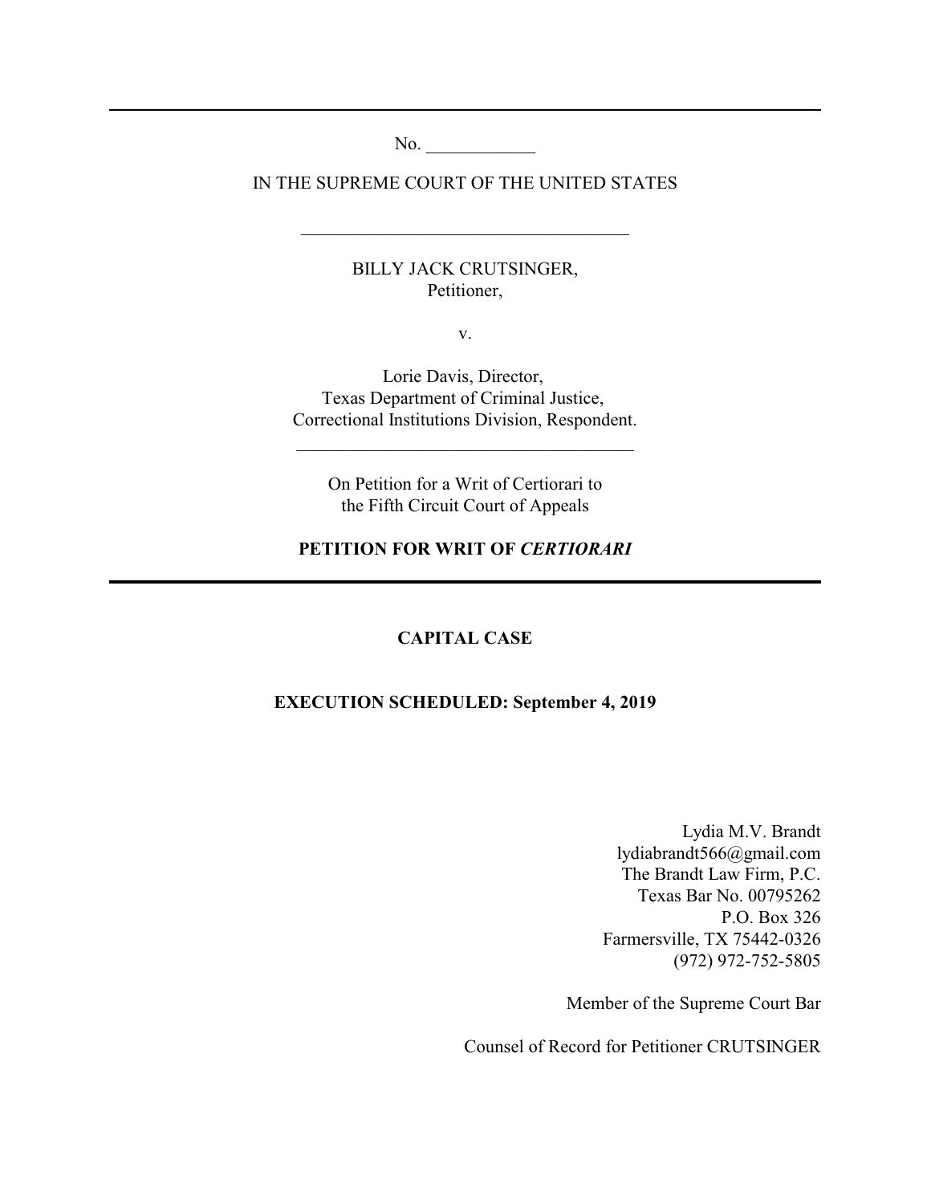No. ____________

IN THE SUPREME COURT OF THE UNITED STATES

---

BILLY JACK CRUTSINGER,
Petitioner,

v.

Lorie Davis, Director,
Texas Department of Criminal Justice,
Correctional Institutions Division, Respondent.

---

On Petition for a Writ of Certiorari to
the Fifth Circuit Court of Appeals

**PETITION FOR WRIT OF *CERTIORARI***

---

**CAPITAL CASE**

**EXECUTION SCHEDULED: September 4, 2019**

Lydia M.V. Brandt
lydiabrandt566@gmail.com
The Brandt Law Firm, P.C.
Texas Bar No. 00795262
P.O. Box 326
Farmersville, TX 75442-0326
(972) 972-752-5805

Member of the Supreme Court Bar

Counsel of Record for Petitioner CRUTSINGER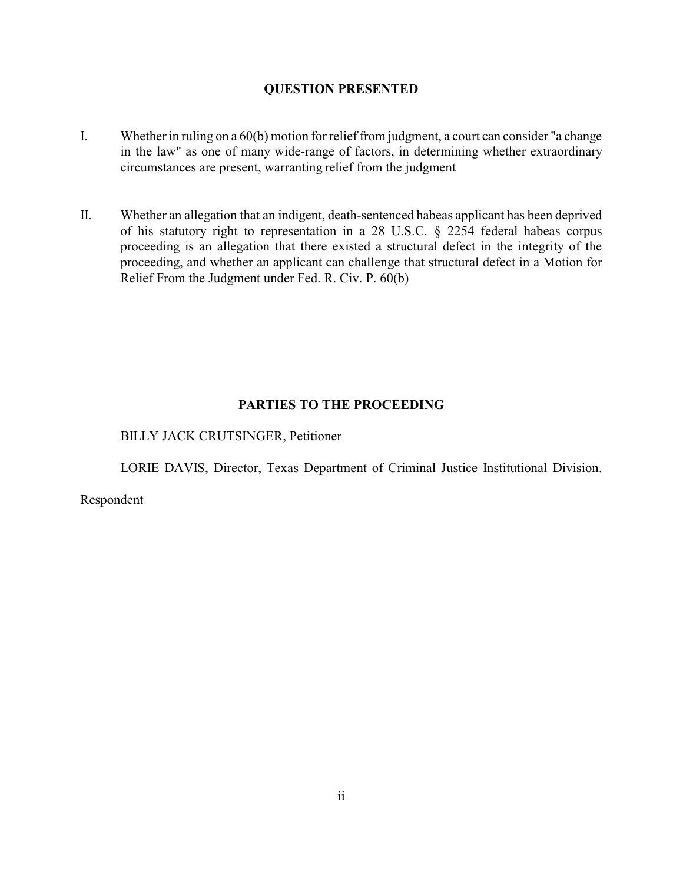## QUESTION PRESENTED

I. Whether in ruling on a 60(b) motion for relief from judgment, a court can consider "a change in the law" as one of many wide-range of factors, in determining whether extraordinary circumstances are present, warranting relief from the judgment

II. Whether an allegation that an indigent, death-sentenced habeas applicant has been deprived of his statutory right to representation in a 28 U.S.C. § 2254 federal habeas corpus proceeding is an allegation that there existed a structural defect in the integrity of the proceeding, and whether an applicant can challenge that structural defect in a Motion for Relief From the Judgment under Fed. R. Civ. P. 60(b)

## PARTIES TO THE PROCEEDING

BILLY JACK CRUTSINGER, Petitioner

LORIE DAVIS, Director, Texas Department of Criminal Justice Institutional Division. Respondent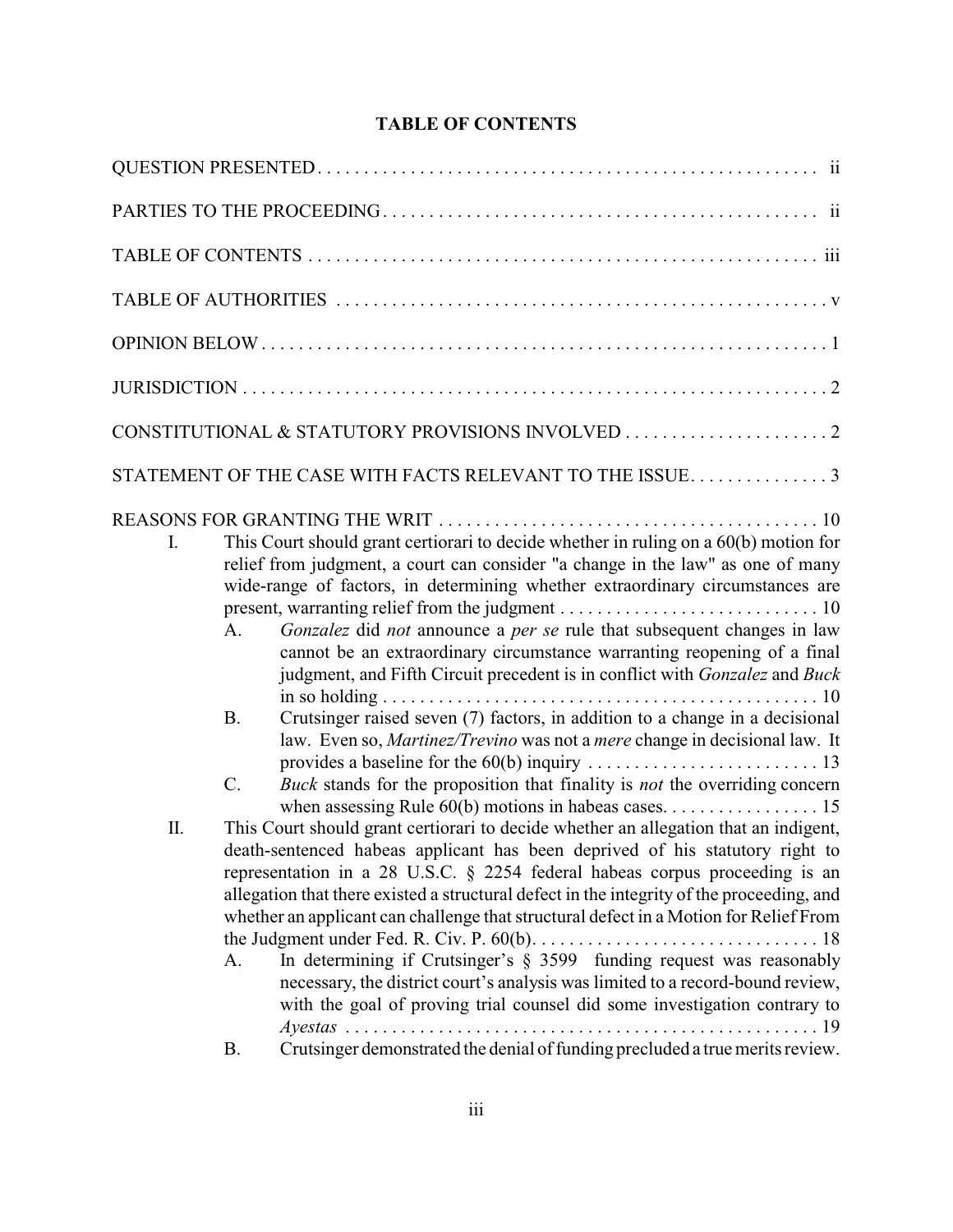# TABLE OF CONTENTS

QUESTION PRESENTED . . . . . . . . . . . . . . . . . . . . . . . . . . . . . . . . . . . . . . . . . . . . . . . . . . . . . ii

PARTIES TO THE PROCEEDING . . . . . . . . . . . . . . . . . . . . . . . . . . . . . . . . . . . . . . . . . . . . . . . ii

TABLE OF CONTENTS . . . . . . . . . . . . . . . . . . . . . . . . . . . . . . . . . . . . . . . . . . . . . . . . . . . . . iii

TABLE OF AUTHORITIES . . . . . . . . . . . . . . . . . . . . . . . . . . . . . . . . . . . . . . . . . . . . . . . . . . . . v

OPINION BELOW . . . . . . . . . . . . . . . . . . . . . . . . . . . . . . . . . . . . . . . . . . . . . . . . . . . . . . . . . . . 1

JURISDICTION . . . . . . . . . . . . . . . . . . . . . . . . . . . . . . . . . . . . . . . . . . . . . . . . . . . . . . . . . . . . . 2

CONSTITUTIONAL & STATUTORY PROVISIONS INVOLVED . . . . . . . . . . . . . . . . . . . . . . 2

STATEMENT OF THE CASE WITH FACTS RELEVANT TO THE ISSUE . . . . . . . . . . . . . . . 3

REASONS FOR GRANTING THE WRIT . . . . . . . . . . . . . . . . . . . . . . . . . . . . . . . . . . . . . . . . . 10

I. This Court should grant certiorari to decide whether in ruling on a 60(b) motion for relief from judgment, a court can consider "a change in the law" as one of many wide-range of factors, in determining whether extraordinary circumstances are present, warranting relief from the judgment . . . . . . . . . . . . . . . . . . . . . . . . . . . . 10

   A. *Gonzalez* did *not* announce a *per se* rule that subsequent changes in law cannot be an extraordinary circumstance warranting reopening of a final judgment, and Fifth Circuit precedent is in conflict with *Gonzalez* and *Buck* in so holding . . . . . . . . . . . . . . . . . . . . . . . . . . . . . . . . . . . . . . . . . . . . . . . 10

   B. Crutsinger raised seven (7) factors, in addition to a change in a decisional law. Even so, *Martinez/Trevino* was not a *mere* change in decisional law. It provides a baseline for the 60(b) inquiry . . . . . . . . . . . . . . . . . . . . . . . . . 13

   C. *Buck* stands for the proposition that finality is *not* the overriding concern when assessing Rule 60(b) motions in habeas cases. . . . . . . . . . . . . . . . . 15

II. This Court should grant certiorari to decide whether an allegation that an indigent, death-sentenced habeas applicant has been deprived of his statutory right to representation in a 28 U.S.C. § 2254 federal habeas corpus proceeding is an allegation that there existed a structural defect in the integrity of the proceeding, and whether an applicant can challenge that structural defect in a Motion for Relief From the Judgment under Fed. R. Civ. P. 60(b). . . . . . . . . . . . . . . . . . . . . . . . . . . . . . . 18

   A. In determining if Crutsinger's § 3599 funding request was reasonably necessary, the district court's analysis was limited to a record-bound review, with the goal of proving trial counsel did some investigation contrary to *Ayestas* . . . . . . . . . . . . . . . . . . . . . . . . . . . . . . . . . . . . . . . . . . . . . . . . . . . 19

   B. Crutsinger demonstrated the denial of funding precluded a true merits review.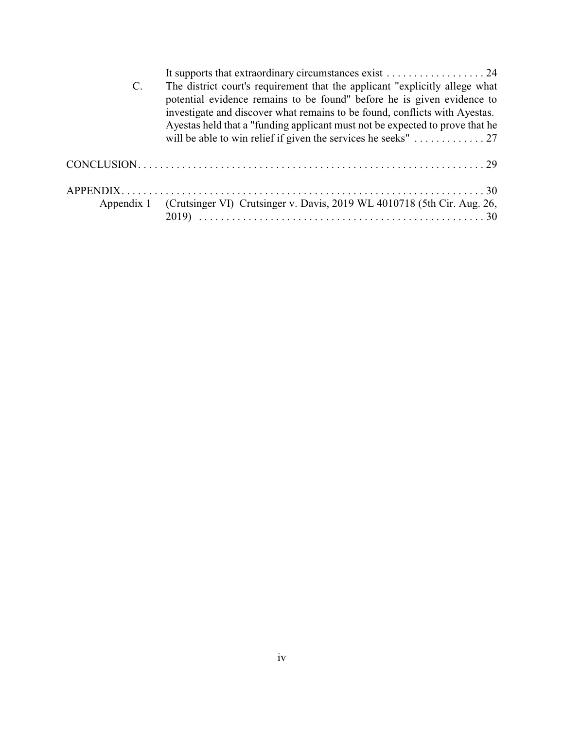It supports that extraordinary circumstances exist . . . . . . . . . . . . . . . . . . 24

C. The district court's requirement that the applicant "explicitly allege what potential evidence remains to be found" before he is given evidence to investigate and discover what remains to be found, conflicts with Ayestas. Ayestas held that a "funding applicant must not be expected to prove that he will be able to win relief if given the services he seeks" . . . . . . . . . . . . . 27

CONCLUSION . . . . . . . . . . . . . . . . . . . . . . . . . . . . . . . . . . . . . . . . . . . . . . . . . . . . . . . . . . . . . . . 29

APPENDIX . . . . . . . . . . . . . . . . . . . . . . . . . . . . . . . . . . . . . . . . . . . . . . . . . . . . . . . . . . . . . . . . . 30

Appendix 1 (Crutsinger VI) Crutsinger v. Davis, 2019 WL 4010718 (5th Cir. Aug. 26, 2019) . . . . . . . . . . . . . . . . . . . . . . . . . . . . . . . . . . . . . . . . . . . . . . . . . . . . 30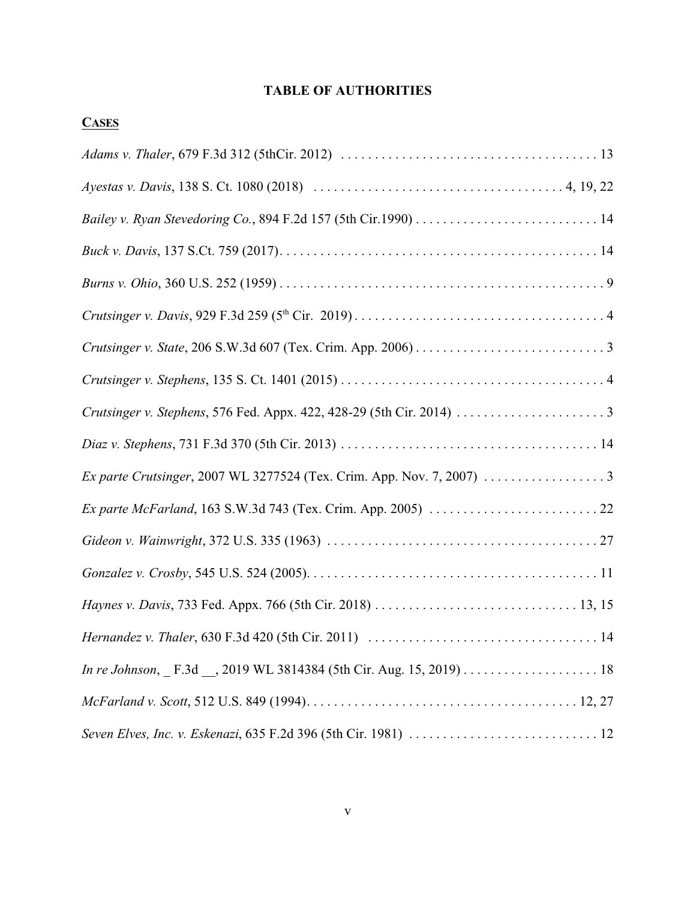# TABLE OF AUTHORITIES

## CASES

*Adams v. Thaler*, 679 F.3d 312 (5thCir. 2012) . . . . . . . . . . . . . . . . . . . . . . . . . . . . . . . . . . . . . . 13

*Ayestas v. Davis*, 138 S. Ct. 1080 (2018) . . . . . . . . . . . . . . . . . . . . . . . . . . . . . . . . . . . . . 4, 19, 22

*Bailey v. Ryan Stevedoring Co.*, 894 F.2d 157 (5th Cir.1990) . . . . . . . . . . . . . . . . . . . . . . . . . . . . 14

*Buck v. Davis*, 137 S.Ct. 759 (2017). . . . . . . . . . . . . . . . . . . . . . . . . . . . . . . . . . . . . . . . . . . . . . . 14

*Burns v. Ohio*, 360 U.S. 252 (1959) . . . . . . . . . . . . . . . . . . . . . . . . . . . . . . . . . . . . . . . . . . . . . . . . 9

*Crutsinger v. Davis*, 929 F.3d 259 (5th Cir. 2019) . . . . . . . . . . . . . . . . . . . . . . . . . . . . . . . . . . . . . . 4

*Crutsinger v. State*, 206 S.W.3d 607 (Tex. Crim. App. 2006) . . . . . . . . . . . . . . . . . . . . . . . . . . . . 3

*Crutsinger v. Stephens*, 135 S. Ct. 1401 (2015) . . . . . . . . . . . . . . . . . . . . . . . . . . . . . . . . . . . . . . . . 4

*Crutsinger v. Stephens*, 576 Fed. Appx. 422, 428-29 (5th Cir. 2014) . . . . . . . . . . . . . . . . . . . . . . 3

*Diaz v. Stephens*, 731 F.3d 370 (5th Cir. 2013) . . . . . . . . . . . . . . . . . . . . . . . . . . . . . . . . . . . . . . 14

*Ex parte Crutsinger*, 2007 WL 3277524 (Tex. Crim. App. Nov. 7, 2007) . . . . . . . . . . . . . . . . . . 3

*Ex parte McFarland*, 163 S.W.3d 743 (Tex. Crim. App. 2005) . . . . . . . . . . . . . . . . . . . . . . . . . 22

*Gideon v. Wainwright*, 372 U.S. 335 (1963) . . . . . . . . . . . . . . . . . . . . . . . . . . . . . . . . . . . . . . . . 27

*Gonzalez v. Crosby*, 545 U.S. 524 (2005). . . . . . . . . . . . . . . . . . . . . . . . . . . . . . . . . . . . . . . . . . . 11

*Haynes v. Davis*, 733 Fed. Appx. 766 (5th Cir. 2018) . . . . . . . . . . . . . . . . . . . . . . . . . . . . . . 13, 15

*Hernandez v. Thaler*, 630 F.3d 420 (5th Cir. 2011) . . . . . . . . . . . . . . . . . . . . . . . . . . . . . . . . . . 14

*In re Johnson*, _ F.3d __, 2019 WL 3814384 (5th Cir. Aug. 15, 2019) . . . . . . . . . . . . . . . . . . . . 18

*McFarland v. Scott*, 512 U.S. 849 (1994). . . . . . . . . . . . . . . . . . . . . . . . . . . . . . . . . . . . . . . . 12, 27

*Seven Elves, Inc. v. Eskenazi*, 635 F.2d 396 (5th Cir. 1981) . . . . . . . . . . . . . . . . . . . . . . . . . . . . 12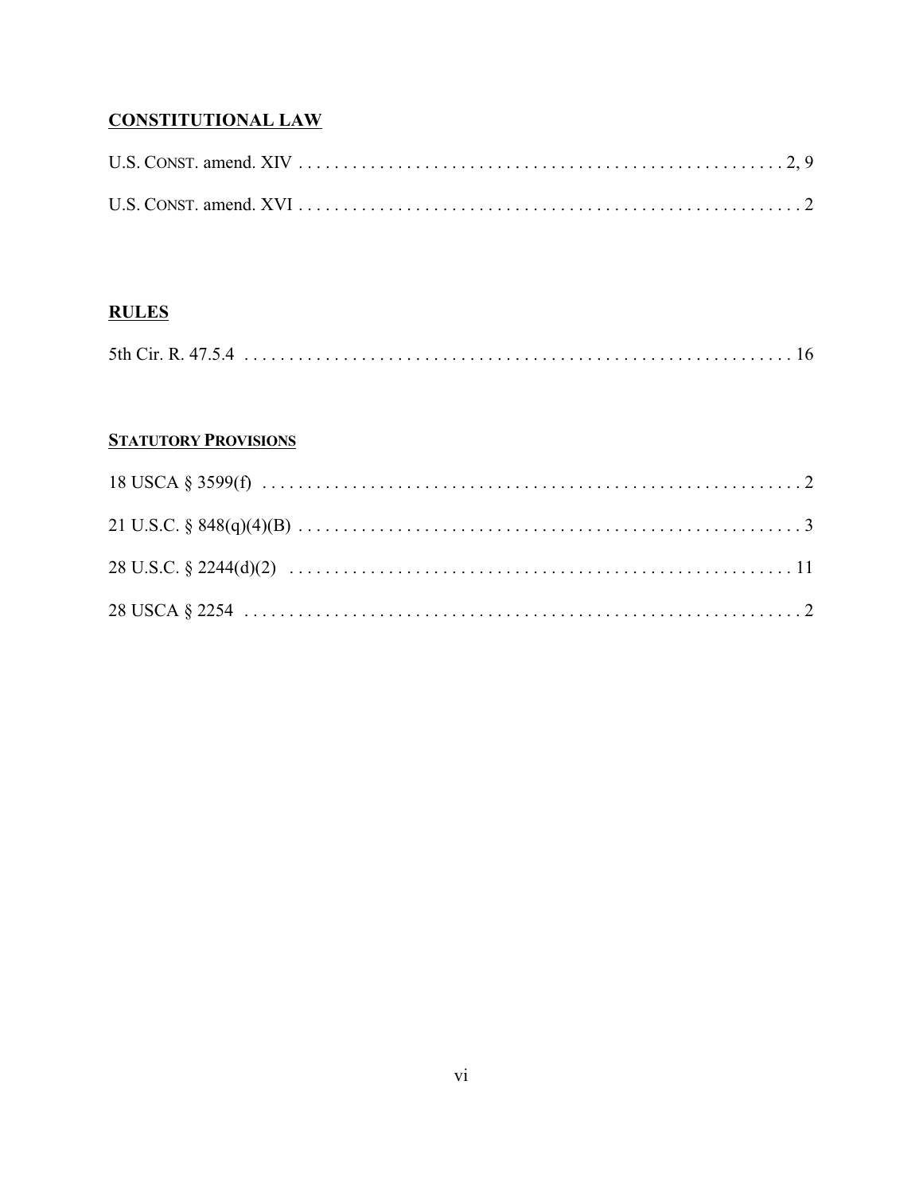## CONSTITUTIONAL LAW

U.S. CONST. amend. XIV . . . . . . . . . . . . . . . . . . . . . . . . . . . . . . . . . . . . . . . . . . . . . . . . . . . . . 2, 9

U.S. CONST. amend. XVI . . . . . . . . . . . . . . . . . . . . . . . . . . . . . . . . . . . . . . . . . . . . . . . . . . . . . . . 2

## RULES

5th Cir. R. 47.5.4 . . . . . . . . . . . . . . . . . . . . . . . . . . . . . . . . . . . . . . . . . . . . . . . . . . . . . . . . . . . . 16

## STATUTORY PROVISIONS

18 USCA § 3599(f) . . . . . . . . . . . . . . . . . . . . . . . . . . . . . . . . . . . . . . . . . . . . . . . . . . . . . . . . . . . . 2

21 U.S.C. § 848(q)(4)(B) . . . . . . . . . . . . . . . . . . . . . . . . . . . . . . . . . . . . . . . . . . . . . . . . . . . . . . . . 3

28 U.S.C. § 2244(d)(2) . . . . . . . . . . . . . . . . . . . . . . . . . . . . . . . . . . . . . . . . . . . . . . . . . . . . . . . . 11

28 USCA § 2254 . . . . . . . . . . . . . . . . . . . . . . . . . . . . . . . . . . . . . . . . . . . . . . . . . . . . . . . . . . . . . . 2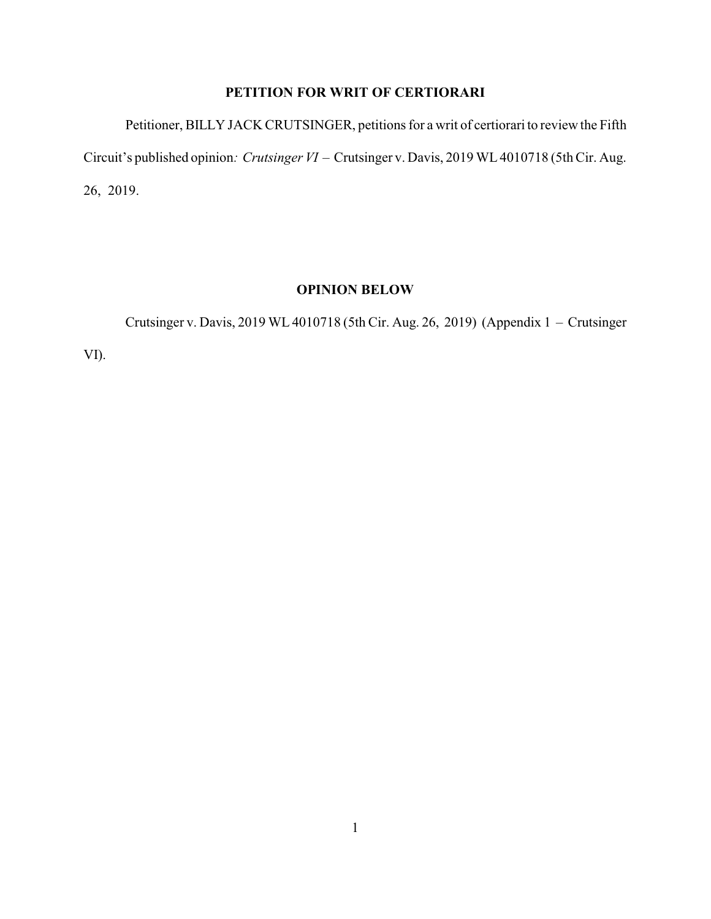## PETITION FOR WRIT OF CERTIORARI

Petitioner, BILLY JACK CRUTSINGER, petitions for a writ of certiorari to review the Fifth Circuit's published opinion*: Crutsinger VI* – Crutsinger v. Davis, 2019 WL 4010718 (5th Cir. Aug. 26, 2019.

## OPINION BELOW

Crutsinger v. Davis, 2019 WL 4010718 (5th Cir. Aug. 26, 2019) (Appendix 1 – Crutsinger VI).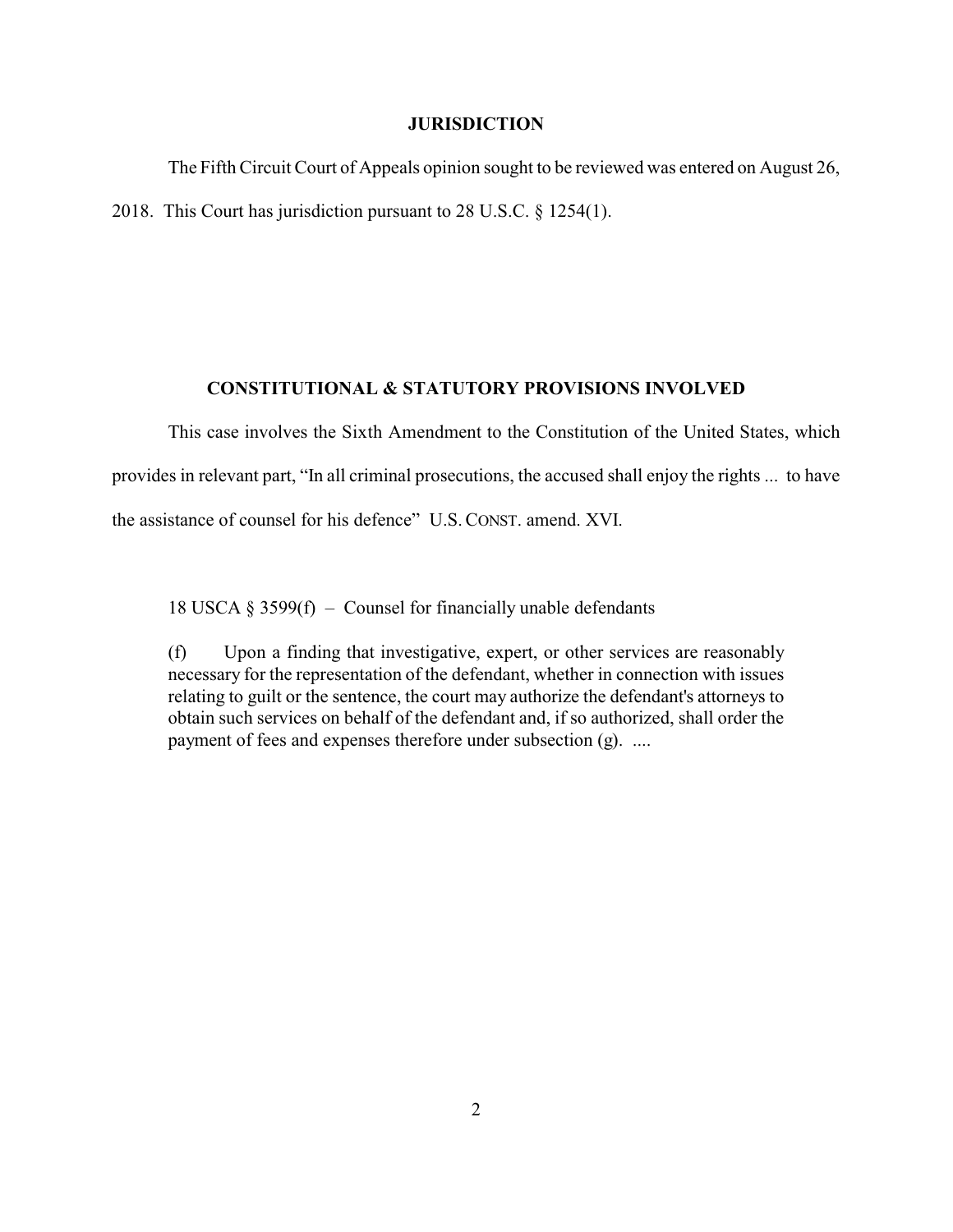## JURISDICTION

The Fifth Circuit Court of Appeals opinion sought to be reviewed was entered on August 26, 2018. This Court has jurisdiction pursuant to 28 U.S.C. § 1254(1).

## CONSTITUTIONAL & STATUTORY PROVISIONS INVOLVED

This case involves the Sixth Amendment to the Constitution of the United States, which provides in relevant part, "In all criminal prosecutions, the accused shall enjoy the rights ... to have the assistance of counsel for his defence" U.S. CONST. amend. XVI.

18 USCA § 3599(f) – Counsel for financially unable defendants

> (f) Upon a finding that investigative, expert, or other services are reasonably necessary for the representation of the defendant, whether in connection with issues relating to guilt or the sentence, the court may authorize the defendant's attorneys to obtain such services on behalf of the defendant and, if so authorized, shall order the payment of fees and expenses therefore under subsection (g). ....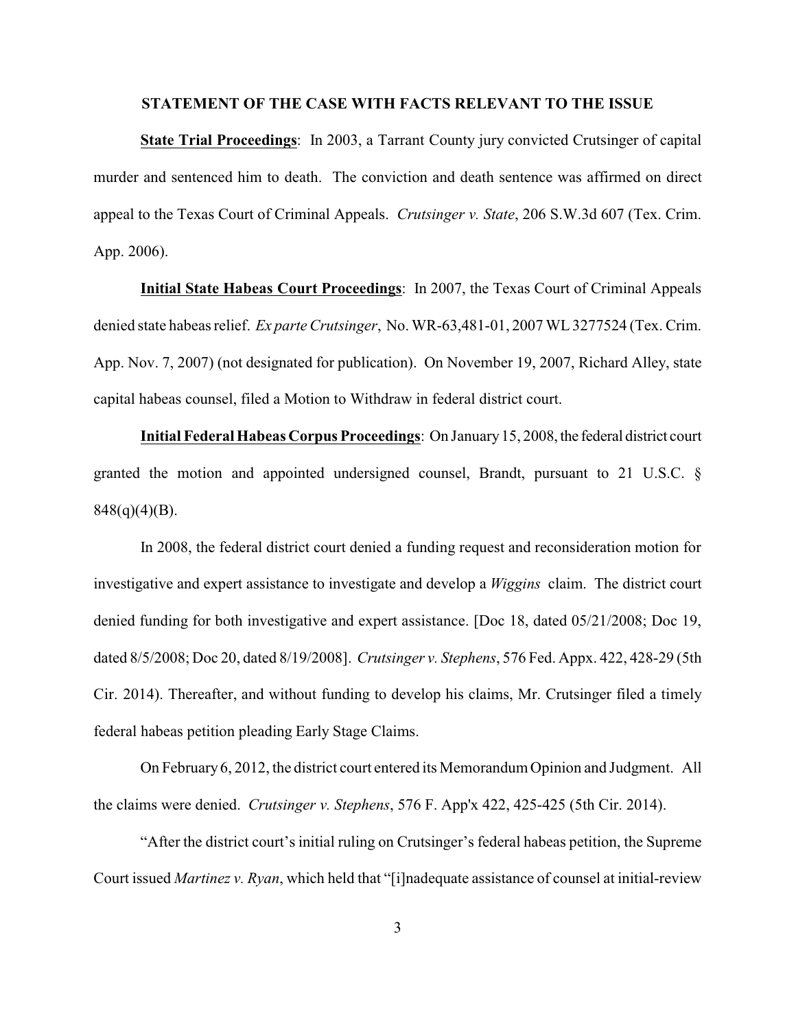## STATEMENT OF THE CASE WITH FACTS RELEVANT TO THE ISSUE

**State Trial Proceedings**: In 2003, a Tarrant County jury convicted Crutsinger of capital murder and sentenced him to death. The conviction and death sentence was affirmed on direct appeal to the Texas Court of Criminal Appeals. *Crutsinger v. State*, 206 S.W.3d 607 (Tex. Crim. App. 2006).

**Initial State Habeas Court Proceedings**: In 2007, the Texas Court of Criminal Appeals denied state habeas relief. *Ex parte Crutsinger*, No. WR-63,481-01, 2007 WL 3277524 (Tex. Crim. App. Nov. 7, 2007) (not designated for publication). On November 19, 2007, Richard Alley, state capital habeas counsel, filed a Motion to Withdraw in federal district court.

**Initial Federal Habeas Corpus Proceedings**: On January 15, 2008, the federal district court granted the motion and appointed undersigned counsel, Brandt, pursuant to 21 U.S.C. § 848(q)(4)(B).

In 2008, the federal district court denied a funding request and reconsideration motion for investigative and expert assistance to investigate and develop a *Wiggins* claim. The district court denied funding for both investigative and expert assistance. [Doc 18, dated 05/21/2008; Doc 19, dated 8/5/2008; Doc 20, dated 8/19/2008]. *Crutsinger v. Stephens*, 576 Fed. Appx. 422, 428-29 (5th Cir. 2014). Thereafter, and without funding to develop his claims, Mr. Crutsinger filed a timely federal habeas petition pleading Early Stage Claims.

On February 6, 2012, the district court entered its Memorandum Opinion and Judgment. All the claims were denied. *Crutsinger v. Stephens*, 576 F. App'x 422, 425-425 (5th Cir. 2014).

"After the district court's initial ruling on Crutsinger's federal habeas petition, the Supreme Court issued *Martinez v. Ryan*, which held that "[i]nadequate assistance of counsel at initial-review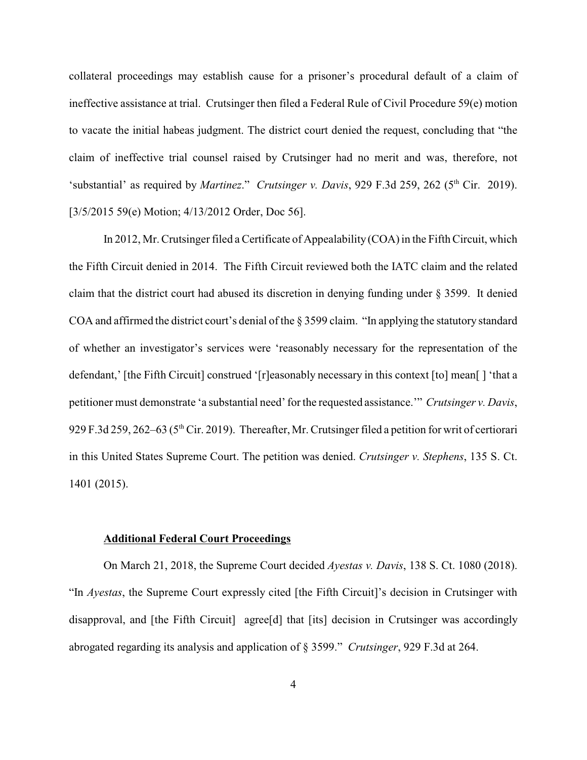collateral proceedings may establish cause for a prisoner's procedural default of a claim of ineffective assistance at trial. Crutsinger then filed a Federal Rule of Civil Procedure 59(e) motion to vacate the initial habeas judgment. The district court denied the request, concluding that "the claim of ineffective trial counsel raised by Crutsinger had no merit and was, therefore, not 'substantial' as required by *Martinez*." *Crutsinger v. Davis*, 929 F.3d 259, 262 (5th Cir. 2019). [3/5/2015 59(e) Motion; 4/13/2012 Order, Doc 56].

In 2012, Mr. Crutsinger filed a Certificate of Appealability (COA) in the Fifth Circuit, which the Fifth Circuit denied in 2014. The Fifth Circuit reviewed both the IATC claim and the related claim that the district court had abused its discretion in denying funding under § 3599. It denied COA and affirmed the district court's denial of the § 3599 claim. "In applying the statutory standard of whether an investigator's services were 'reasonably necessary for the representation of the defendant,' [the Fifth Circuit] construed '[r]easonably necessary in this context [to] mean[ ] 'that a petitioner must demonstrate 'a substantial need' for the requested assistance.'" *Crutsinger v. Davis*, 929 F.3d 259, 262–63 (5th Cir. 2019). Thereafter, Mr. Crutsinger filed a petition for writ of certiorari in this United States Supreme Court. The petition was denied. *Crutsinger v. Stephens*, 135 S. Ct. 1401 (2015).

**Additional Federal Court Proceedings**

On March 21, 2018, the Supreme Court decided *Ayestas v. Davis*, 138 S. Ct. 1080 (2018). "In *Ayestas*, the Supreme Court expressly cited [the Fifth Circuit]'s decision in Crutsinger with disapproval, and [the Fifth Circuit] agree[d] that [its] decision in Crutsinger was accordingly abrogated regarding its analysis and application of § 3599." *Crutsinger*, 929 F.3d at 264.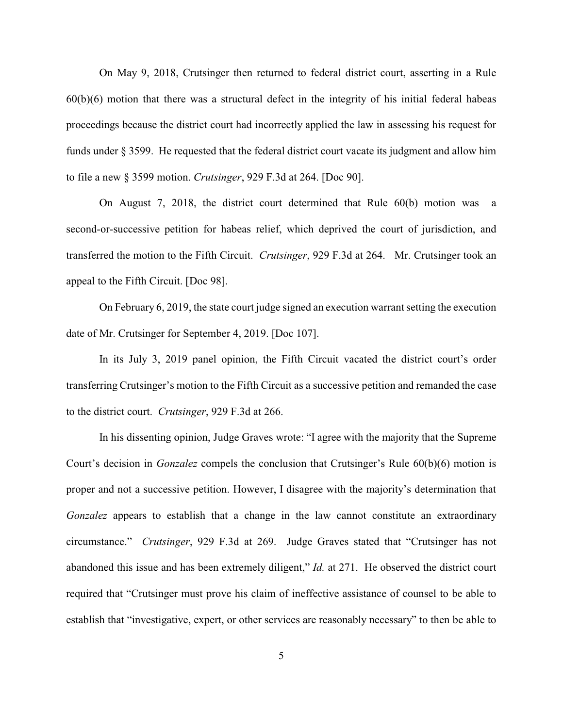On May 9, 2018, Crutsinger then returned to federal district court, asserting in a Rule 60(b)(6) motion that there was a structural defect in the integrity of his initial federal habeas proceedings because the district court had incorrectly applied the law in assessing his request for funds under § 3599. He requested that the federal district court vacate its judgment and allow him to file a new § 3599 motion. *Crutsinger*, 929 F.3d at 264. [Doc 90].

On August 7, 2018, the district court determined that Rule 60(b) motion was a second-or-successive petition for habeas relief, which deprived the court of jurisdiction, and transferred the motion to the Fifth Circuit. *Crutsinger*, 929 F.3d at 264. Mr. Crutsinger took an appeal to the Fifth Circuit. [Doc 98].

On February 6, 2019, the state court judge signed an execution warrant setting the execution date of Mr. Crutsinger for September 4, 2019. [Doc 107].

In its July 3, 2019 panel opinion, the Fifth Circuit vacated the district court's order transferring Crutsinger's motion to the Fifth Circuit as a successive petition and remanded the case to the district court. *Crutsinger*, 929 F.3d at 266.

In his dissenting opinion, Judge Graves wrote: "I agree with the majority that the Supreme Court's decision in *Gonzalez* compels the conclusion that Crutsinger's Rule 60(b)(6) motion is proper and not a successive petition. However, I disagree with the majority's determination that *Gonzalez* appears to establish that a change in the law cannot constitute an extraordinary circumstance." *Crutsinger*, 929 F.3d at 269. Judge Graves stated that "Crutsinger has not abandoned this issue and has been extremely diligent," *Id.* at 271. He observed the district court required that "Crutsinger must prove his claim of ineffective assistance of counsel to be able to establish that "investigative, expert, or other services are reasonably necessary" to then be able to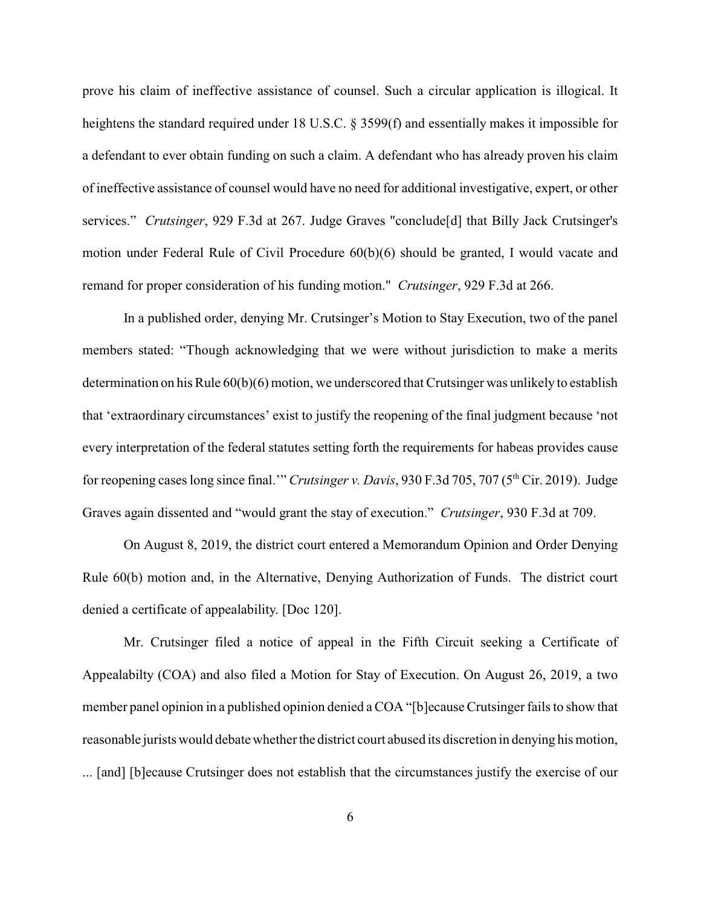prove his claim of ineffective assistance of counsel. Such a circular application is illogical. It heightens the standard required under 18 U.S.C. § 3599(f) and essentially makes it impossible for a defendant to ever obtain funding on such a claim. A defendant who has already proven his claim of ineffective assistance of counsel would have no need for additional investigative, expert, or other services." *Crutsinger*, 929 F.3d at 267. Judge Graves "conclude[d] that Billy Jack Crutsinger's motion under Federal Rule of Civil Procedure 60(b)(6) should be granted, I would vacate and remand for proper consideration of his funding motion." *Crutsinger*, 929 F.3d at 266.

In a published order, denying Mr. Crutsinger's Motion to Stay Execution, two of the panel members stated: "Though acknowledging that we were without jurisdiction to make a merits determination on his Rule 60(b)(6) motion, we underscored that Crutsinger was unlikely to establish that 'extraordinary circumstances' exist to justify the reopening of the final judgment because 'not every interpretation of the federal statutes setting forth the requirements for habeas provides cause for reopening cases long since final.'" *Crutsinger v. Davis*, 930 F.3d 705, 707 (5th Cir. 2019). Judge Graves again dissented and "would grant the stay of execution." *Crutsinger*, 930 F.3d at 709.

On August 8, 2019, the district court entered a Memorandum Opinion and Order Denying Rule 60(b) motion and, in the Alternative, Denying Authorization of Funds. The district court denied a certificate of appealability. [Doc 120].

Mr. Crutsinger filed a notice of appeal in the Fifth Circuit seeking a Certificate of Appealabilty (COA) and also filed a Motion for Stay of Execution. On August 26, 2019, a two member panel opinion in a published opinion denied a COA "[b]ecause Crutsinger fails to show that reasonable jurists would debate whether the district court abused its discretion in denying his motion, ... [and] [b]ecause Crutsinger does not establish that the circumstances justify the exercise of our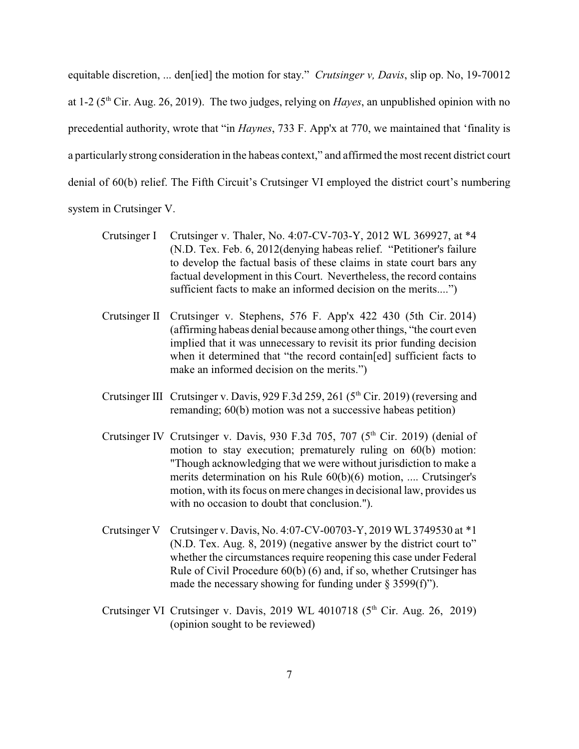equitable discretion, ... den[ied] the motion for stay." *Crutsinger v, Davis*, slip op. No, 19-70012 at 1-2 (5th Cir. Aug. 26, 2019). The two judges, relying on *Hayes*, an unpublished opinion with no precedential authority, wrote that "in *Haynes*, 733 F. App'x at 770, we maintained that 'finality is a particularly strong consideration in the habeas context," and affirmed the most recent district court denial of 60(b) relief. The Fifth Circuit's Crutsinger VI employed the district court's numbering system in Crutsinger V.

Crutsinger I — Crutsinger v. Thaler, No. 4:07-CV-703-Y, 2012 WL 369927, at *4 (N.D. Tex. Feb. 6, 2012(denying habeas relief. "Petitioner's failure to develop the factual basis of these claims in state court bars any factual development in this Court. Nevertheless, the record contains sufficient facts to make an informed decision on the merits....")

Crutsinger II — Crutsinger v. Stephens, 576 F. App'x 422 430 (5th Cir. 2014) (affirming habeas denial because among other things, "the court even implied that it was unnecessary to revisit its prior funding decision when it determined that "the record contain[ed] sufficient facts to make an informed decision on the merits.")

Crutsinger III — Crutsinger v. Davis, 929 F.3d 259, 261 (5th Cir. 2019) (reversing and remanding; 60(b) motion was not a successive habeas petition)

Crutsinger IV — Crutsinger v. Davis, 930 F.3d 705, 707 (5th Cir. 2019) (denial of motion to stay execution; prematurely ruling on 60(b) motion: "Though acknowledging that we were without jurisdiction to make a merits determination on his Rule 60(b)(6) motion, .... Crutsinger's motion, with its focus on mere changes in decisional law, provides us with no occasion to doubt that conclusion.").

Crutsinger V — Crutsinger v. Davis, No. 4:07-CV-00703-Y, 2019 WL 3749530 at *1 (N.D. Tex. Aug. 8, 2019) (negative answer by the district court to" whether the circumstances require reopening this case under Federal Rule of Civil Procedure 60(b) (6) and, if so, whether Crutsinger has made the necessary showing for funding under § 3599(f)").

Crutsinger VI — Crutsinger v. Davis, 2019 WL 4010718 (5th Cir. Aug. 26, 2019) (opinion sought to be reviewed)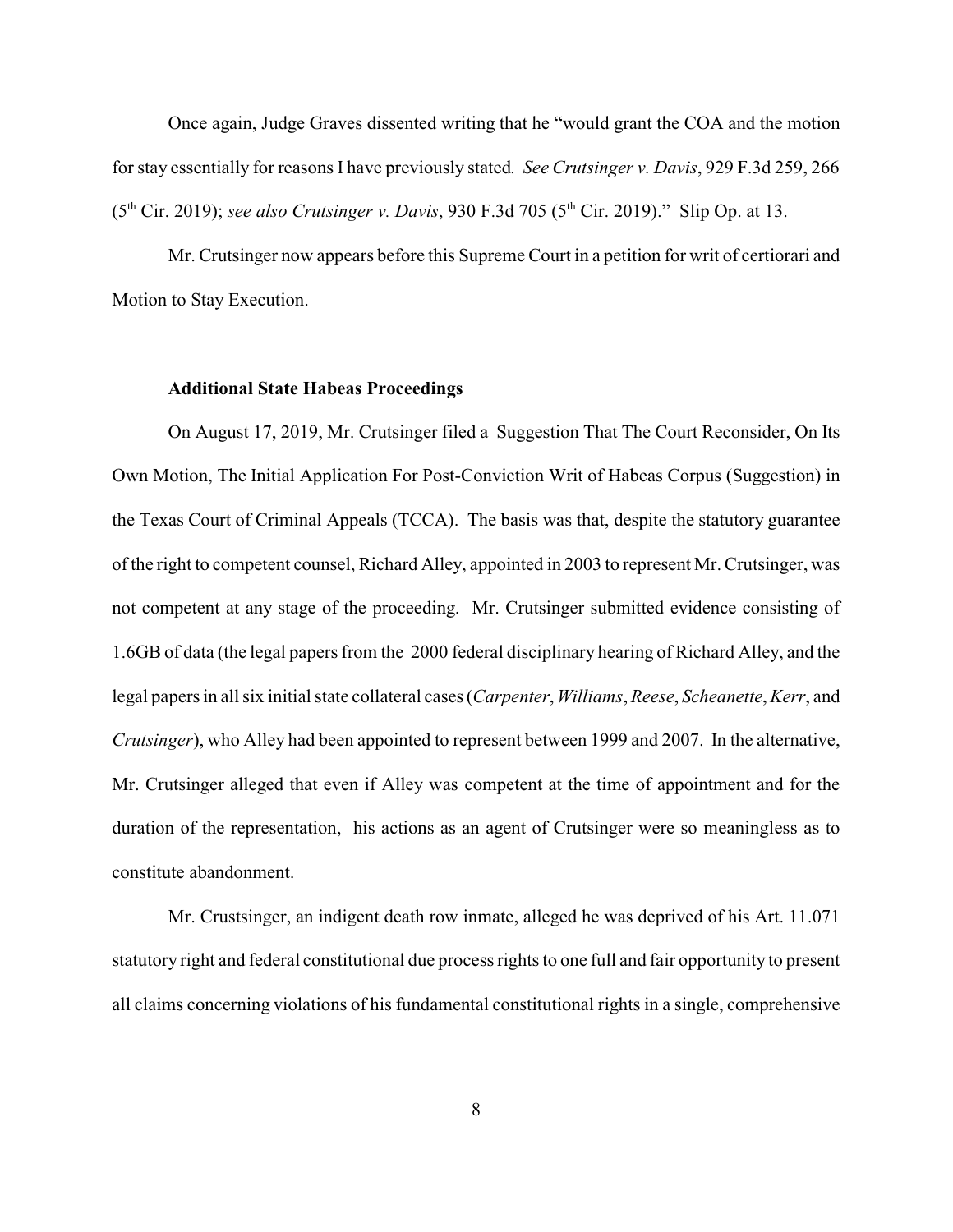Once again, Judge Graves dissented writing that he "would grant the COA and the motion for stay essentially for reasons I have previously stated*. See Crutsinger v. Davis*, 929 F.3d 259, 266 (5th Cir. 2019); *see also Crutsinger v. Davis*, 930 F.3d 705 (5th Cir. 2019)." Slip Op. at 13.

Mr. Crutsinger now appears before this Supreme Court in a petition for writ of certiorari and Motion to Stay Execution.

**Additional State Habeas Proceedings**

On August 17, 2019, Mr. Crutsinger filed a Suggestion That The Court Reconsider, On Its Own Motion, The Initial Application For Post-Conviction Writ of Habeas Corpus (Suggestion) in the Texas Court of Criminal Appeals (TCCA). The basis was that, despite the statutory guarantee of the right to competent counsel, Richard Alley, appointed in 2003 to represent Mr. Crutsinger, was not competent at any stage of the proceeding. Mr. Crutsinger submitted evidence consisting of 1.6GB of data (the legal papers from the 2000 federal disciplinary hearing of Richard Alley, and the legal papers in all six initial state collateral cases (*Carpenter*, *Williams*, *Reese*, *Scheanette*, *Kerr*, and *Crutsinger*), who Alley had been appointed to represent between 1999 and 2007. In the alternative, Mr. Crutsinger alleged that even if Alley was competent at the time of appointment and for the duration of the representation, his actions as an agent of Crutsinger were so meaningless as to constitute abandonment.

Mr. Crustsinger, an indigent death row inmate, alleged he was deprived of his Art. 11.071 statutory right and federal constitutional due process rights to one full and fair opportunity to present all claims concerning violations of his fundamental constitutional rights in a single, comprehensive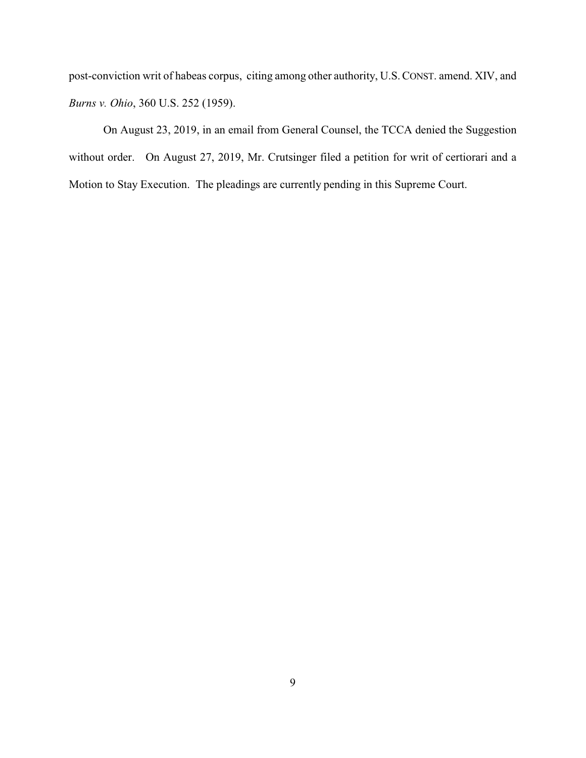post-conviction writ of habeas corpus, citing among other authority, U.S. CONST. amend. XIV, and *Burns v. Ohio*, 360 U.S. 252 (1959).

On August 23, 2019, in an email from General Counsel, the TCCA denied the Suggestion without order. On August 27, 2019, Mr. Crutsinger filed a petition for writ of certiorari and a Motion to Stay Execution. The pleadings are currently pending in this Supreme Court.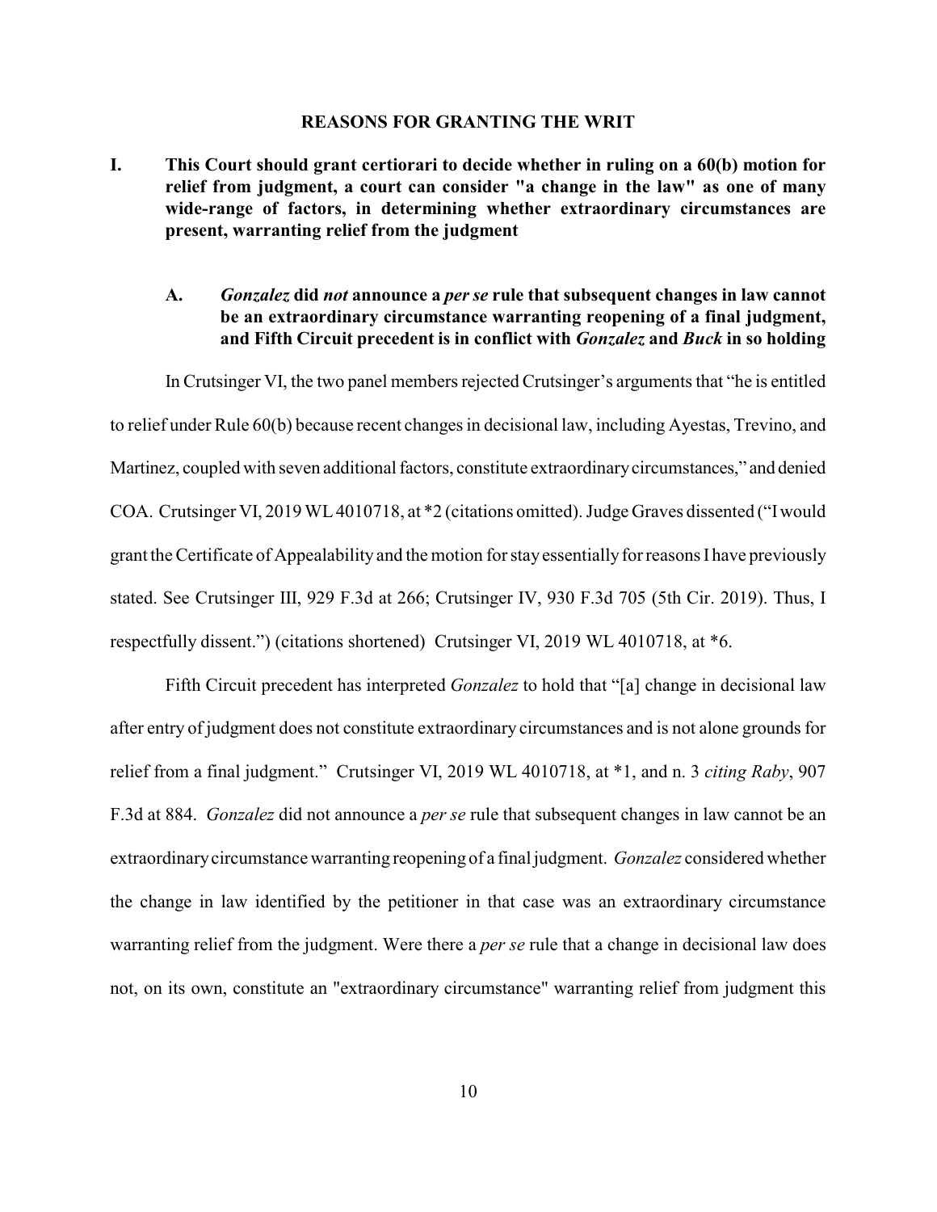## REASONS FOR GRANTING THE WRIT

### I. This Court should grant certiorari to decide whether in ruling on a 60(b) motion for relief from judgment, a court can consider "a change in the law" as one of many wide-range of factors, in determining whether extraordinary circumstances are present, warranting relief from the judgment

#### A. *Gonzalez* did *not* announce a *per se* rule that subsequent changes in law cannot be an extraordinary circumstance warranting reopening of a final judgment, and Fifth Circuit precedent is in conflict with *Gonzalez* and *Buck* in so holding

In Crutsinger VI, the two panel members rejected Crutsinger's arguments that "he is entitled to relief under Rule 60(b) because recent changes in decisional law, including Ayestas, Trevino, and Martinez, coupled with seven additional factors, constitute extraordinary circumstances," and denied COA. Crutsinger VI, 2019 WL 4010718, at *2 (citations omitted). Judge Graves dissented ("I would grant the Certificate of Appealability and the motion for stay essentially for reasons I have previously stated. See Crutsinger III, 929 F.3d at 266; Crutsinger IV, 930 F.3d 705 (5th Cir. 2019). Thus, I respectfully dissent.") (citations shortened) Crutsinger VI, 2019 WL 4010718, at *6.

Fifth Circuit precedent has interpreted *Gonzalez* to hold that "[a] change in decisional law after entry of judgment does not constitute extraordinary circumstances and is not alone grounds for relief from a final judgment." Crutsinger VI, 2019 WL 4010718, at *1, and n. 3 *citing Raby*, 907 F.3d at 884. *Gonzalez* did not announce a *per se* rule that subsequent changes in law cannot be an extraordinary circumstance warranting reopening of a final judgment. *Gonzalez* considered whether the change in law identified by the petitioner in that case was an extraordinary circumstance warranting relief from the judgment. Were there a *per se* rule that a change in decisional law does not, on its own, constitute an "extraordinary circumstance" warranting relief from judgment this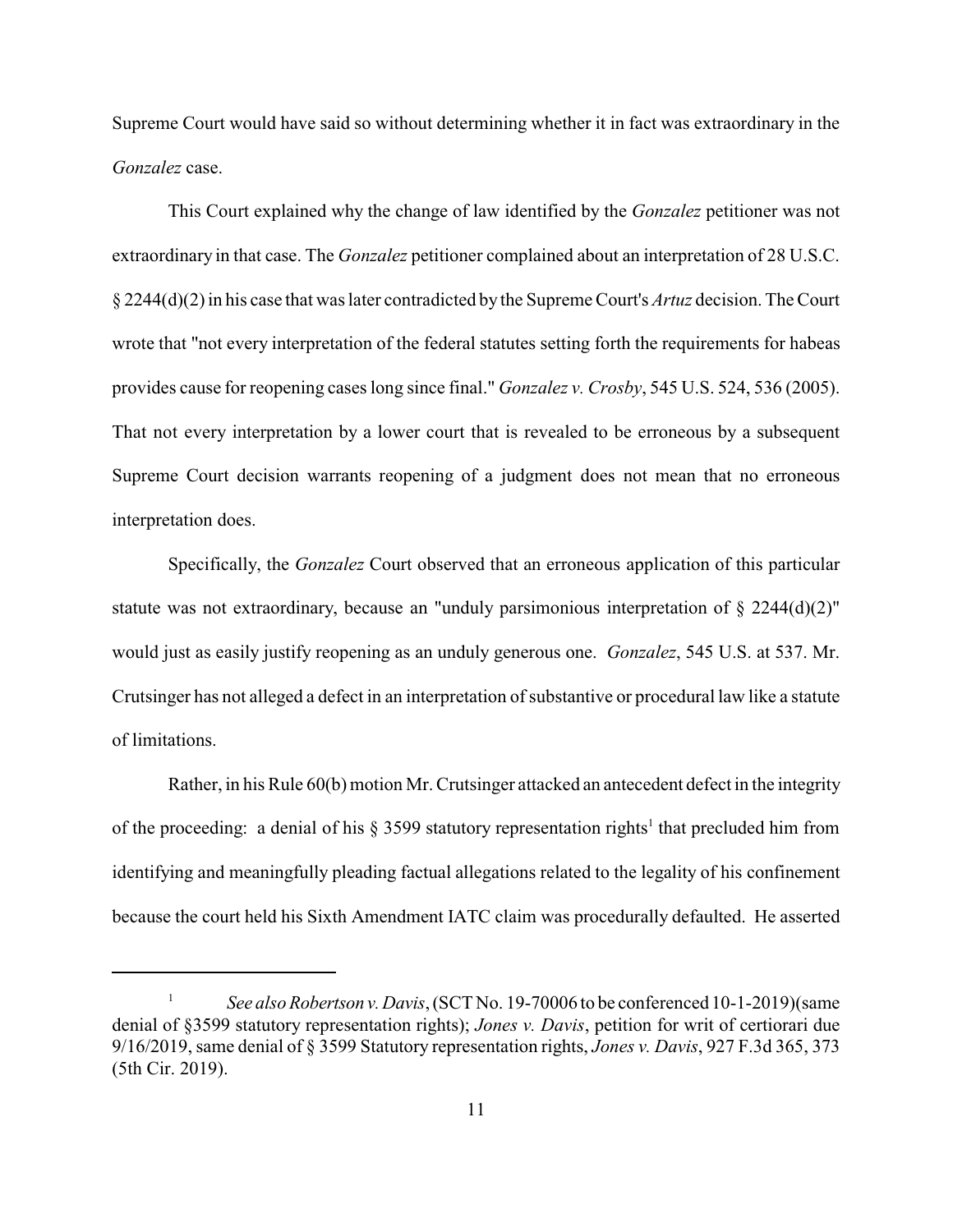Supreme Court would have said so without determining whether it in fact was extraordinary in the *Gonzalez* case.

This Court explained why the change of law identified by the *Gonzalez* petitioner was not extraordinary in that case. The *Gonzalez* petitioner complained about an interpretation of 28 U.S.C. § 2244(d)(2) in his case that was later contradicted by the Supreme Court's *Artuz* decision. The Court wrote that "not every interpretation of the federal statutes setting forth the requirements for habeas provides cause for reopening cases long since final." *Gonzalez v. Crosby*, 545 U.S. 524, 536 (2005). That not every interpretation by a lower court that is revealed to be erroneous by a subsequent Supreme Court decision warrants reopening of a judgment does not mean that no erroneous interpretation does.

Specifically, the *Gonzalez* Court observed that an erroneous application of this particular statute was not extraordinary, because an "unduly parsimonious interpretation of § 2244(d)(2)" would just as easily justify reopening as an unduly generous one. *Gonzalez*, 545 U.S. at 537. Mr. Crutsinger has not alleged a defect in an interpretation of substantive or procedural law like a statute of limitations.

Rather, in his Rule 60(b) motion Mr. Crutsinger attacked an antecedent defect in the integrity of the proceeding: a denial of his § 3599 statutory representation rights[1] that precluded him from identifying and meaningfully pleading factual allegations related to the legality of his confinement because the court held his Sixth Amendment IATC claim was procedurally defaulted. He asserted

---

[1] *See also Robertson v. Davis*, (SCT No. 19-70006 to be conferenced 10-1-2019)(same denial of §3599 statutory representation rights); *Jones v. Davis*, petition for writ of certiorari due 9/16/2019, same denial of § 3599 Statutory representation rights, *Jones v. Davis*, 927 F.3d 365, 373 (5th Cir. 2019).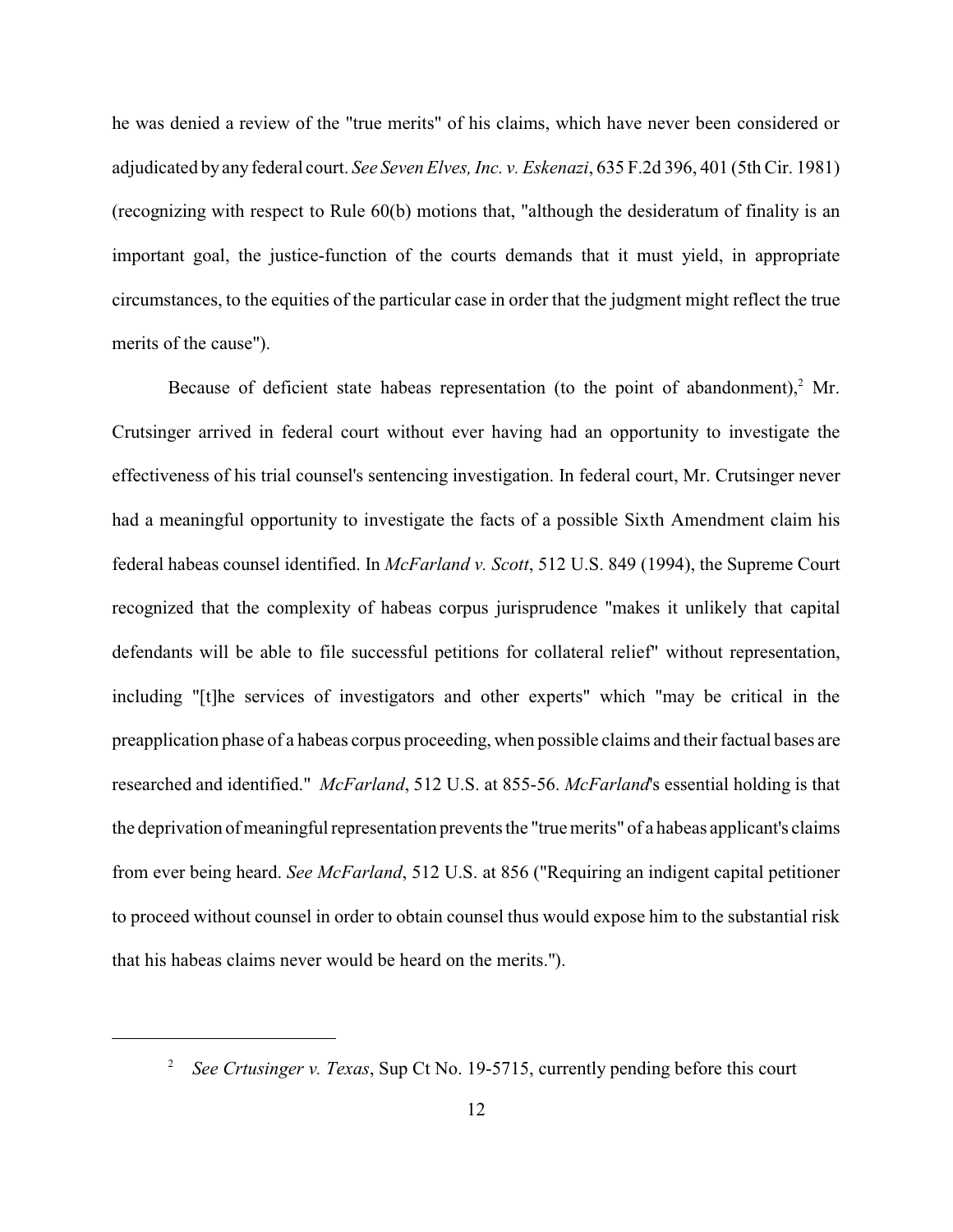he was denied a review of the "true merits" of his claims, which have never been considered or adjudicated by any federal court. *See Seven Elves, Inc. v. Eskenazi*, 635 F.2d 396, 401 (5th Cir. 1981) (recognizing with respect to Rule 60(b) motions that, "although the desideratum of finality is an important goal, the justice-function of the courts demands that it must yield, in appropriate circumstances, to the equities of the particular case in order that the judgment might reflect the true merits of the cause").

Because of deficient state habeas representation (to the point of abandonment),[2] Mr. Crutsinger arrived in federal court without ever having had an opportunity to investigate the effectiveness of his trial counsel's sentencing investigation. In federal court, Mr. Crutsinger never had a meaningful opportunity to investigate the facts of a possible Sixth Amendment claim his federal habeas counsel identified. In *McFarland v. Scott*, 512 U.S. 849 (1994), the Supreme Court recognized that the complexity of habeas corpus jurisprudence "makes it unlikely that capital defendants will be able to file successful petitions for collateral relief" without representation, including "[t]he services of investigators and other experts" which "may be critical in the preapplication phase of a habeas corpus proceeding, when possible claims and their factual bases are researched and identified." *McFarland*, 512 U.S. at 855-56. *McFarland*'s essential holding is that the deprivation of meaningful representation prevents the "true merits" of a habeas applicant's claims from ever being heard. *See McFarland*, 512 U.S. at 856 ("Requiring an indigent capital petitioner to proceed without counsel in order to obtain counsel thus would expose him to the substantial risk that his habeas claims never would be heard on the merits.").

---

[2] *See Crtusinger v. Texas*, Sup Ct No. 19-5715, currently pending before this court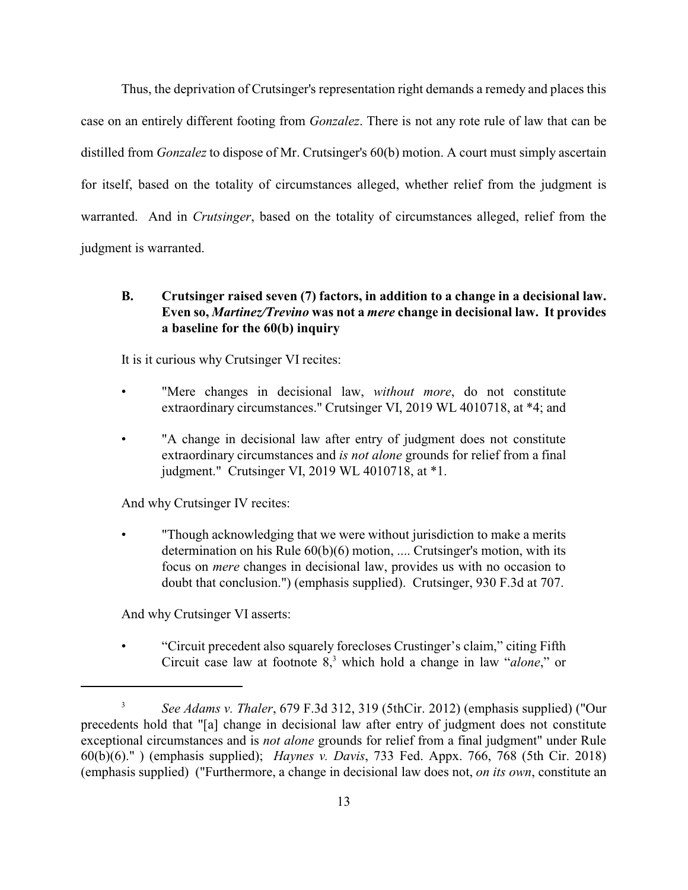Thus, the deprivation of Crutsinger's representation right demands a remedy and places this case on an entirely different footing from *Gonzalez*. There is not any rote rule of law that can be distilled from *Gonzalez* to dispose of Mr. Crutsinger's 60(b) motion. A court must simply ascertain for itself, based on the totality of circumstances alleged, whether relief from the judgment is warranted. And in *Crutsinger*, based on the totality of circumstances alleged, relief from the judgment is warranted.

### B. Crutsinger raised seven (7) factors, in addition to a change in a decisional law. Even so, *Martinez/Trevino* was not a *mere* change in decisional law. It provides a baseline for the 60(b) inquiry

It is it curious why Crutsinger VI recites:

- "Mere changes in decisional law, *without more*, do not constitute extraordinary circumstances." Crutsinger VI, 2019 WL 4010718, at *4; and
- "A change in decisional law after entry of judgment does not constitute extraordinary circumstances and *is not alone* grounds for relief from a final judgment." Crutsinger VI, 2019 WL 4010718, at *1.

And why Crutsinger IV recites:

- "Though acknowledging that we were without jurisdiction to make a merits determination on his Rule 60(b)(6) motion, .... Crutsinger's motion, with its focus on *mere* changes in decisional law, provides us with no occasion to doubt that conclusion.") (emphasis supplied). Crutsinger, 930 F.3d at 707.

And why Crutsinger VI asserts:

- "Circuit precedent also squarely forecloses Crustinger's claim," citing Fifth Circuit case law at footnote 8,[3] which hold a change in law "*alone*," or

---

[3] *See Adams v. Thaler*, 679 F.3d 312, 319 (5thCir. 2012) (emphasis supplied) ("Our precedents hold that "[a] change in decisional law after entry of judgment does not constitute exceptional circumstances and is *not alone* grounds for relief from a final judgment" under Rule 60(b)(6)." ) (emphasis supplied); *Haynes v. Davis*, 733 Fed. Appx. 766, 768 (5th Cir. 2018) (emphasis supplied) ("Furthermore, a change in decisional law does not, *on its own*, constitute an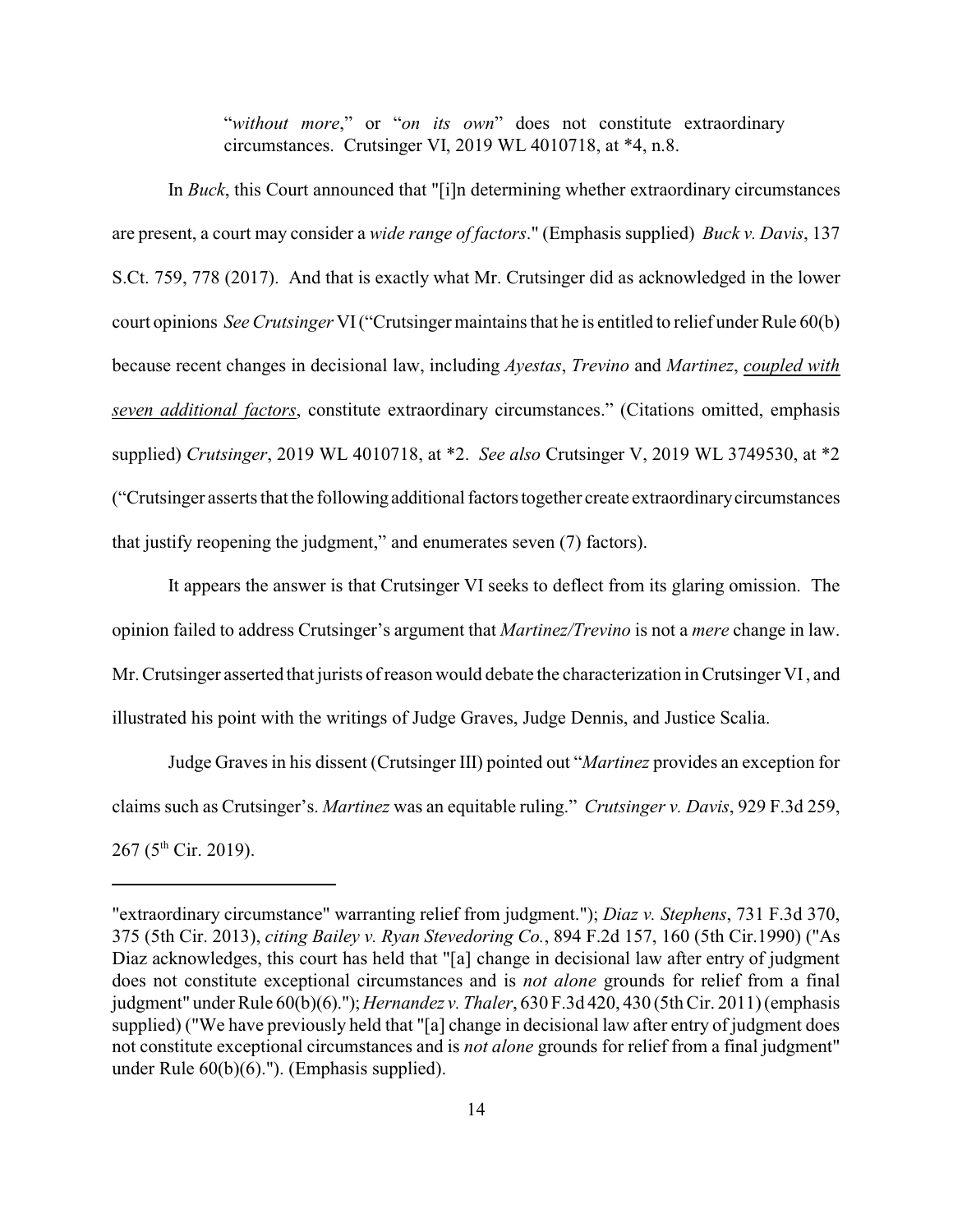> "*without more*," or "*on its own*" does not constitute extraordinary circumstances. Crutsinger VI, 2019 WL 4010718, at *4, n.8.

In *Buck*, this Court announced that "[i]n determining whether extraordinary circumstances are present, a court may consider a *wide range of factors*." (Emphasis supplied) *Buck v. Davis*, 137 S.Ct. 759, 778 (2017). And that is exactly what Mr. Crutsinger did as acknowledged in the lower court opinions *See Crutsinger* VI ("Crutsinger maintains that he is entitled to relief under Rule 60(b) because recent changes in decisional law, including *Ayestas*, *Trevino* and *Martinez*, <u>*coupled with seven additional factors*</u>, constitute extraordinary circumstances." (Citations omitted, emphasis supplied) *Crutsinger*, 2019 WL 4010718, at *2. *See also* Crutsinger V, 2019 WL 3749530, at *2 ("Crutsinger asserts that the following additional factors together create extraordinary circumstances that justify reopening the judgment," and enumerates seven (7) factors).

It appears the answer is that Crutsinger VI seeks to deflect from its glaring omission. The opinion failed to address Crutsinger's argument that *Martinez/Trevino* is not a *mere* change in law. Mr. Crutsinger asserted that jurists of reason would debate the characterization in Crutsinger VI , and illustrated his point with the writings of Judge Graves, Judge Dennis, and Justice Scalia.

Judge Graves in his dissent (Crutsinger III) pointed out "*Martinez* provides an exception for claims such as Crutsinger's. *Martinez* was an equitable ruling." *Crutsinger v. Davis*, 929 F.3d 259, 267 (5th Cir. 2019).

---

"extraordinary circumstance" warranting relief from judgment."); *Diaz v. Stephens*, 731 F.3d 370, 375 (5th Cir. 2013), *citing Bailey v. Ryan Stevedoring Co.*, 894 F.2d 157, 160 (5th Cir.1990) ("As Diaz acknowledges, this court has held that "[a] change in decisional law after entry of judgment does not constitute exceptional circumstances and is *not alone* grounds for relief from a final judgment" under Rule 60(b)(6)."); *Hernandez v. Thaler*, 630 F.3d 420, 430 (5th Cir. 2011) (emphasis supplied) ("We have previously held that "[a] change in decisional law after entry of judgment does not constitute exceptional circumstances and is *not alone* grounds for relief from a final judgment" under Rule 60(b)(6)."). (Emphasis supplied).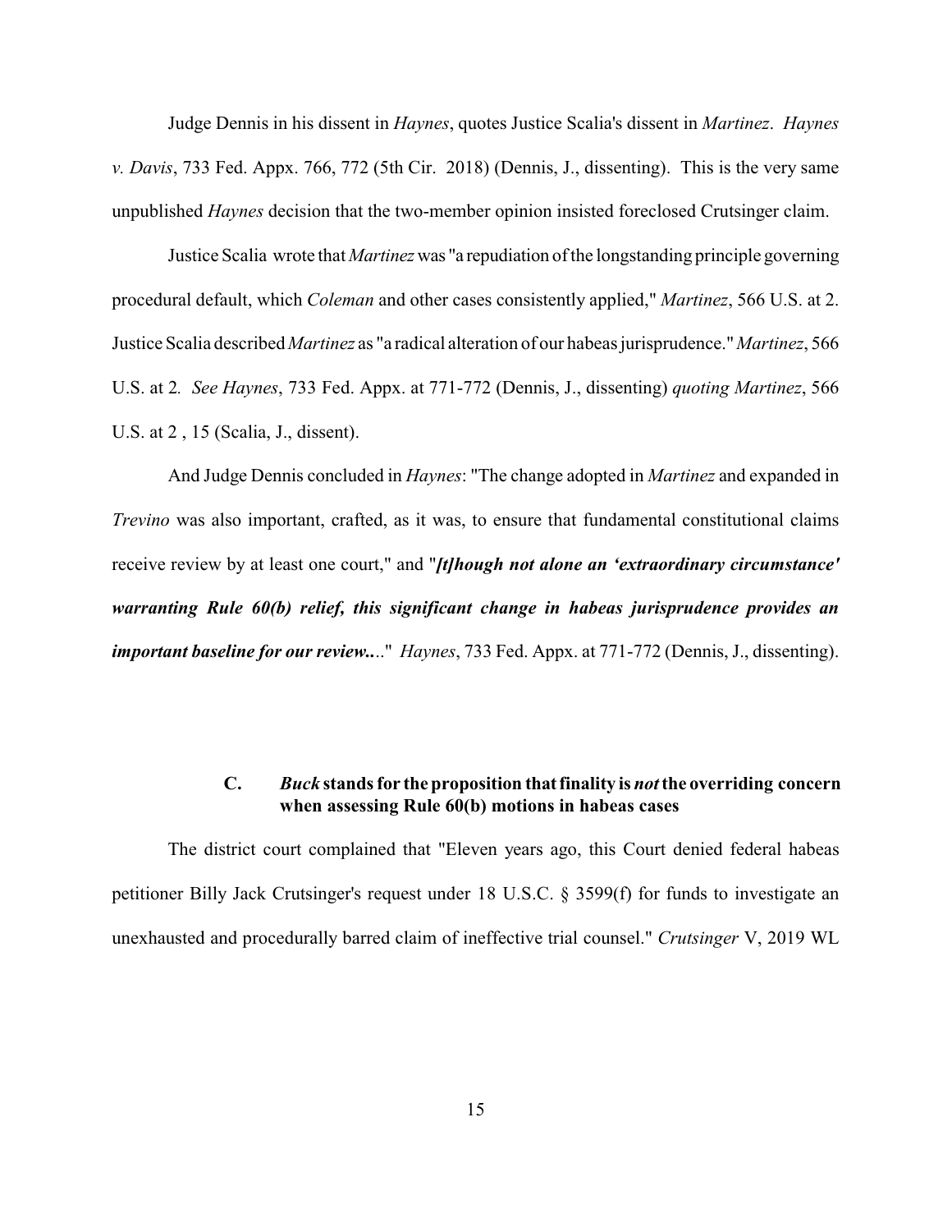Judge Dennis in his dissent in *Haynes*, quotes Justice Scalia's dissent in *Martinez*. *Haynes v. Davis*, 733 Fed. Appx. 766, 772 (5th Cir. 2018) (Dennis, J., dissenting). This is the very same unpublished *Haynes* decision that the two-member opinion insisted foreclosed Crutsinger claim.

Justice Scalia wrote that *Martinez* was "a repudiation of the longstanding principle governing procedural default, which *Coleman* and other cases consistently applied," *Martinez*, 566 U.S. at 2. Justice Scalia described *Martinez* as "a radical alteration of our habeas jurisprudence." *Martinez*, 566 U.S. at 2*. See Haynes*, 733 Fed. Appx. at 771-772 (Dennis, J., dissenting) *quoting Martinez*, 566 U.S. at 2 , 15 (Scalia, J., dissent).

And Judge Dennis concluded in *Haynes*: "The change adopted in *Martinez* and expanded in *Trevino* was also important, crafted, as it was, to ensure that fundamental constitutional claims receive review by at least one court," and "***[t]hough not alone an 'extraordinary circumstance' warranting Rule 60(b) relief, this significant change in habeas jurisprudence provides an important baseline for our review..***." *Haynes*, 733 Fed. Appx. at 771-772 (Dennis, J., dissenting).

### C. *Buck* stands for the proposition that finality is *not* the overriding concern when assessing Rule 60(b) motions in habeas cases

The district court complained that "Eleven years ago, this Court denied federal habeas petitioner Billy Jack Crutsinger's request under 18 U.S.C. § 3599(f) for funds to investigate an unexhausted and procedurally barred claim of ineffective trial counsel." *Crutsinger* V, 2019 WL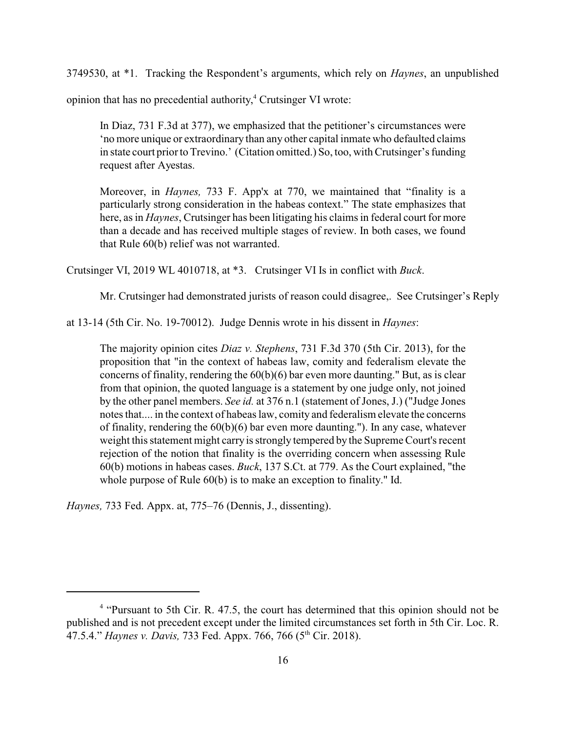3749530, at *1. Tracking the Respondent's arguments, which rely on *Haynes*, an unpublished opinion that has no precedential authority,[4] Crutsinger VI wrote:

> In Diaz, 731 F.3d at 377), we emphasized that the petitioner's circumstances were 'no more unique or extraordinary than any other capital inmate who defaulted claims in state court prior to Trevino.' (Citation omitted.) So, too, with Crutsinger's funding request after Ayestas.
>
> Moreover, in *Haynes,* 733 F. App'x at 770, we maintained that "finality is a particularly strong consideration in the habeas context." The state emphasizes that here, as in *Haynes*, Crutsinger has been litigating his claims in federal court for more than a decade and has received multiple stages of review. In both cases, we found that Rule 60(b) relief was not warranted.

Crutsinger VI, 2019 WL 4010718, at *3. Crutsinger VI Is in conflict with *Buck*.

Mr. Crutsinger had demonstrated jurists of reason could disagree,. See Crutsinger's Reply at 13-14 (5th Cir. No. 19-70012). Judge Dennis wrote in his dissent in *Haynes*:

> The majority opinion cites *Diaz v. Stephens*, 731 F.3d 370 (5th Cir. 2013), for the proposition that "in the context of habeas law, comity and federalism elevate the concerns of finality, rendering the 60(b)(6) bar even more daunting." But, as is clear from that opinion, the quoted language is a statement by one judge only, not joined by the other panel members. *See id.* at 376 n.1 (statement of Jones, J.) ("Judge Jones notes that.... in the context of habeas law, comity and federalism elevate the concerns of finality, rendering the 60(b)(6) bar even more daunting."). In any case, whatever weight this statement might carry is strongly tempered by the Supreme Court's recent rejection of the notion that finality is the overriding concern when assessing Rule 60(b) motions in habeas cases. *Buck*, 137 S.Ct. at 779. As the Court explained, "the whole purpose of Rule 60(b) is to make an exception to finality." Id.

*Haynes,* 733 Fed. Appx. at, 775–76 (Dennis, J., dissenting).

---

[4] "Pursuant to 5th Cir. R. 47.5, the court has determined that this opinion should not be published and is not precedent except under the limited circumstances set forth in 5th Cir. Loc. R. 47.5.4." *Haynes v. Davis,* 733 Fed. Appx. 766, 766 (5th Cir. 2018).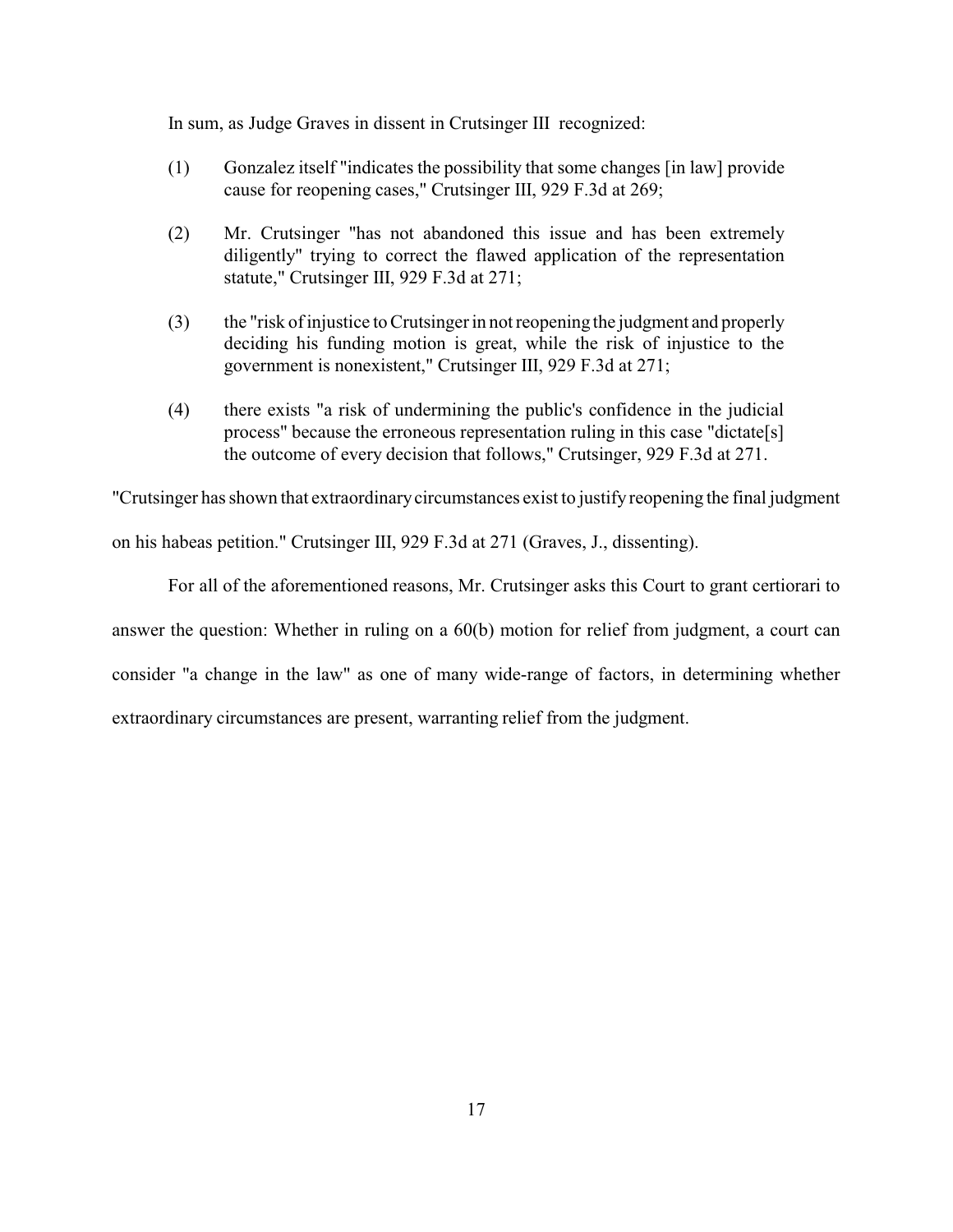In sum, as Judge Graves in dissent in Crutsinger III recognized:

(1) Gonzalez itself "indicates the possibility that some changes [in law] provide cause for reopening cases," Crutsinger III, 929 F.3d at 269;

(2) Mr. Crutsinger "has not abandoned this issue and has been extremely diligently" trying to correct the flawed application of the representation statute," Crutsinger III, 929 F.3d at 271;

(3) the "risk of injustice to Crutsinger in not reopening the judgment and properly deciding his funding motion is great, while the risk of injustice to the government is nonexistent," Crutsinger III, 929 F.3d at 271;

(4) there exists "a risk of undermining the public's confidence in the judicial process" because the erroneous representation ruling in this case "dictate[s] the outcome of every decision that follows," Crutsinger, 929 F.3d at 271.

"Crutsinger has shown that extraordinary circumstances exist to justify reopening the final judgment on his habeas petition." Crutsinger III, 929 F.3d at 271 (Graves, J., dissenting).

For all of the aforementioned reasons, Mr. Crutsinger asks this Court to grant certiorari to answer the question: Whether in ruling on a 60(b) motion for relief from judgment, a court can consider "a change in the law" as one of many wide-range of factors, in determining whether extraordinary circumstances are present, warranting relief from the judgment.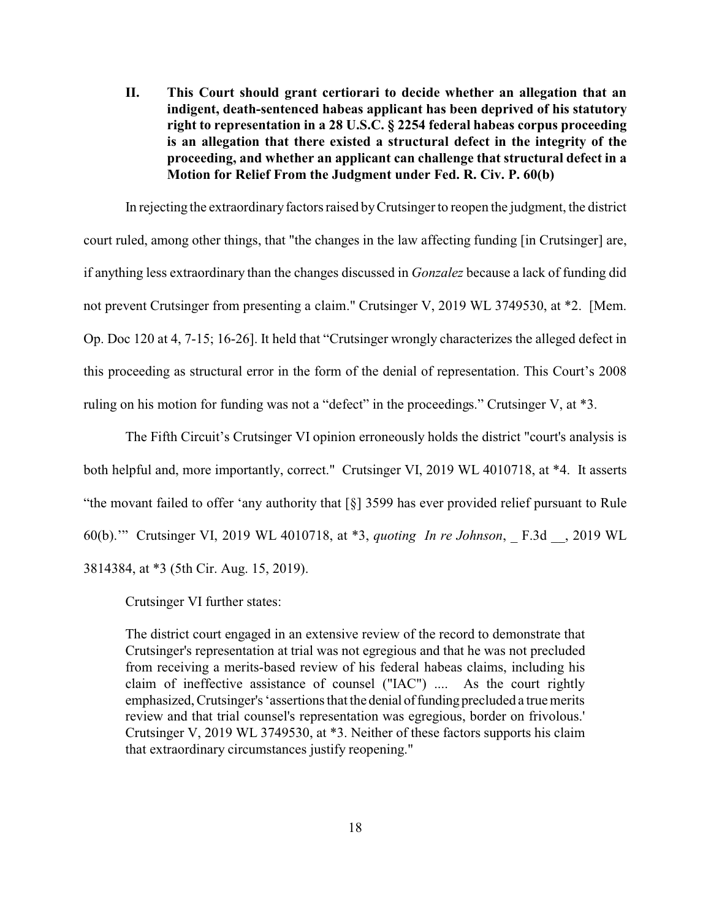## II. This Court should grant certiorari to decide whether an allegation that an indigent, death-sentenced habeas applicant has been deprived of his statutory right to representation in a 28 U.S.C. § 2254 federal habeas corpus proceeding is an allegation that there existed a structural defect in the integrity of the proceeding, and whether an applicant can challenge that structural defect in a Motion for Relief From the Judgment under Fed. R. Civ. P. 60(b)

In rejecting the extraordinary factors raised by Crutsinger to reopen the judgment, the district court ruled, among other things, that "the changes in the law affecting funding [in Crutsinger] are, if anything less extraordinary than the changes discussed in *Gonzalez* because a lack of funding did not prevent Crutsinger from presenting a claim." Crutsinger V, 2019 WL 3749530, at *2. [Mem. Op. Doc 120 at 4, 7-15; 16-26]. It held that "Crutsinger wrongly characterizes the alleged defect in this proceeding as structural error in the form of the denial of representation. This Court's 2008 ruling on his motion for funding was not a "defect" in the proceedings." Crutsinger V, at *3.

The Fifth Circuit's Crutsinger VI opinion erroneously holds the district "court's analysis is both helpful and, more importantly, correct." Crutsinger VI, 2019 WL 4010718, at *4. It asserts "the movant failed to offer 'any authority that [§] 3599 has ever provided relief pursuant to Rule 60(b).'" Crutsinger VI, 2019 WL 4010718, at *3, *quoting In re Johnson*, _ F.3d __, 2019 WL 3814384, at *3 (5th Cir. Aug. 15, 2019).

Crutsinger VI further states:

> The district court engaged in an extensive review of the record to demonstrate that Crutsinger's representation at trial was not egregious and that he was not precluded from receiving a merits-based review of his federal habeas claims, including his claim of ineffective assistance of counsel ("IAC") .... As the court rightly emphasized, Crutsinger's 'assertions that the denial of funding precluded a true merits review and that trial counsel's representation was egregious, border on frivolous.' Crutsinger V, 2019 WL 3749530, at *3. Neither of these factors supports his claim that extraordinary circumstances justify reopening."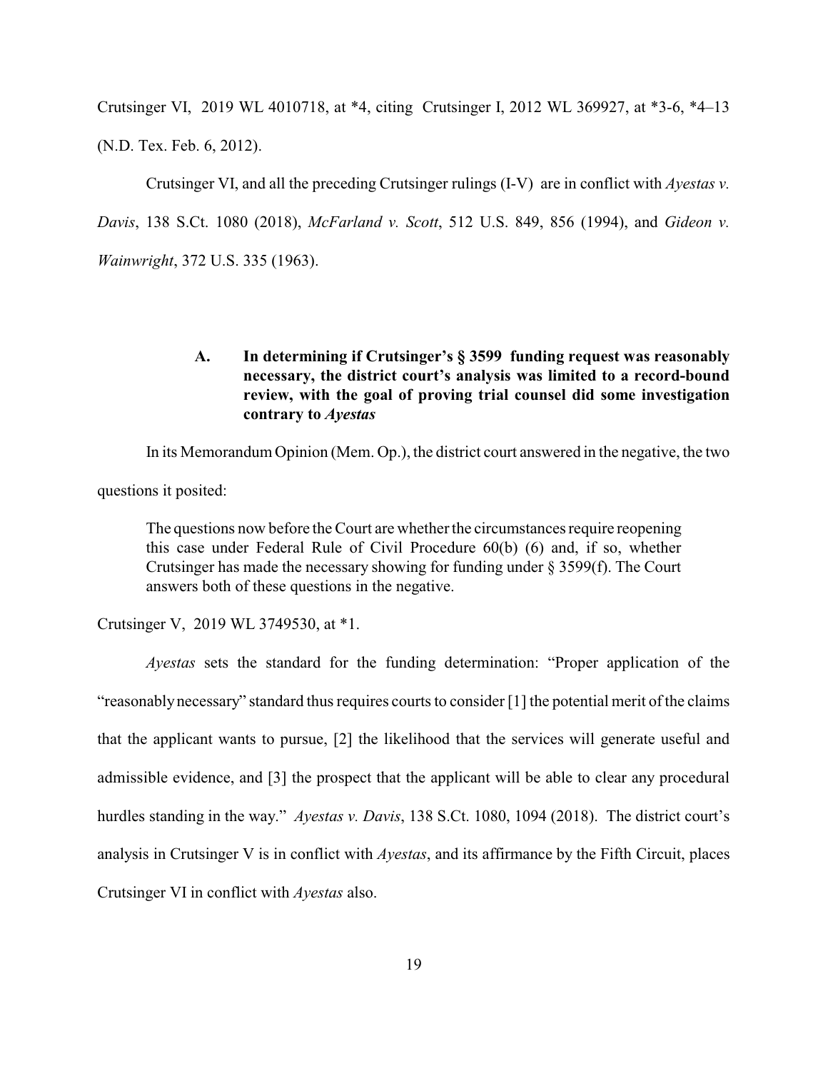Crutsinger VI, 2019 WL 4010718, at *4, citing Crutsinger I, 2012 WL 369927, at *3-6, *4–13 (N.D. Tex. Feb. 6, 2012).

Crutsinger VI, and all the preceding Crutsinger rulings (I-V) are in conflict with *Ayestas v. Davis*, 138 S.Ct. 1080 (2018), *McFarland v. Scott*, 512 U.S. 849, 856 (1994), and *Gideon v. Wainwright*, 372 U.S. 335 (1963).

### A. In determining if Crutsinger's § 3599 funding request was reasonably necessary, the district court's analysis was limited to a record-bound review, with the goal of proving trial counsel did some investigation contrary to *Ayestas*

In its Memorandum Opinion (Mem. Op.), the district court answered in the negative, the two questions it posited:

> The questions now before the Court are whether the circumstances require reopening this case under Federal Rule of Civil Procedure 60(b) (6) and, if so, whether Crutsinger has made the necessary showing for funding under § 3599(f). The Court answers both of these questions in the negative.

Crutsinger V, 2019 WL 3749530, at *1.

*Ayestas* sets the standard for the funding determination: "Proper application of the "reasonably necessary" standard thus requires courts to consider [1] the potential merit of the claims that the applicant wants to pursue, [2] the likelihood that the services will generate useful and admissible evidence, and [3] the prospect that the applicant will be able to clear any procedural hurdles standing in the way." *Ayestas v. Davis*, 138 S.Ct. 1080, 1094 (2018). The district court's analysis in Crutsinger V is in conflict with *Ayestas*, and its affirmance by the Fifth Circuit, places Crutsinger VI in conflict with *Ayestas* also.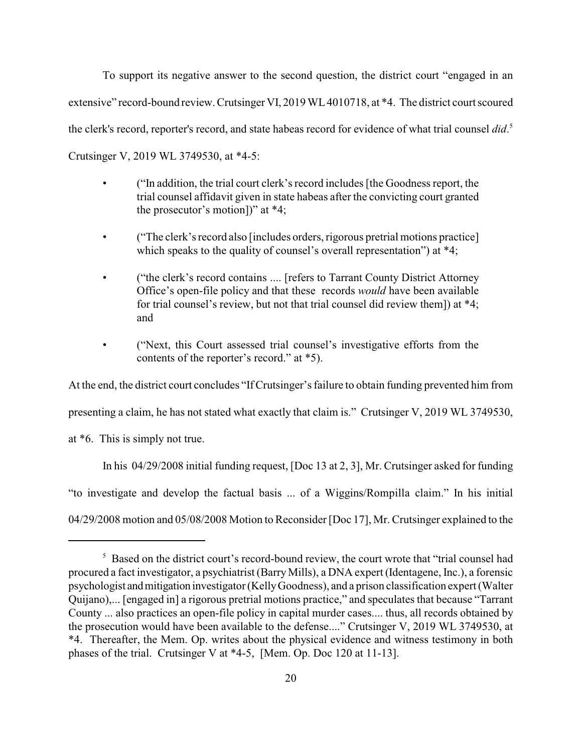To support its negative answer to the second question, the district court "engaged in an extensive" record-bound review. Crutsinger VI, 2019 WL 4010718, at *4. The district court scoured the clerk's record, reporter's record, and state habeas record for evidence of what trial counsel *did*.[5] Crutsinger V, 2019 WL 3749530, at *4-5:

- ("In addition, the trial court clerk's record includes [the Goodness report, the trial counsel affidavit given in state habeas after the convicting court granted the prosecutor's motion])" at *4;
- ("The clerk's record also [includes orders, rigorous pretrial motions practice] which speaks to the quality of counsel's overall representation") at *4;
- ("the clerk's record contains .... [refers to Tarrant County District Attorney Office's open-file policy and that these records *would* have been available for trial counsel's review, but not that trial counsel did review them]) at *4; and
- ("Next, this Court assessed trial counsel's investigative efforts from the contents of the reporter's record." at *5).

At the end, the district court concludes "If Crutsinger's failure to obtain funding prevented him from presenting a claim, he has not stated what exactly that claim is." Crutsinger V, 2019 WL 3749530, at *6. This is simply not true.

In his 04/29/2008 initial funding request, [Doc 13 at 2, 3], Mr. Crutsinger asked for funding "to investigate and develop the factual basis ... of a Wiggins/Rompilla claim." In his initial 04/29/2008 motion and 05/08/2008 Motion to Reconsider [Doc 17], Mr. Crutsinger explained to the

---

[5] Based on the district court's record-bound review, the court wrote that "trial counsel had procured a fact investigator, a psychiatrist (Barry Mills), a DNA expert (Identagene, Inc.), a forensic psychologist and mitigation investigator (Kelly Goodness), and a prison classification expert (Walter Quijano),... [engaged in] a rigorous pretrial motions practice," and speculates that because "Tarrant County ... also practices an open-file policy in capital murder cases.... thus, all records obtained by the prosecution would have been available to the defense...." Crutsinger V, 2019 WL 3749530, at *4. Thereafter, the Mem. Op. writes about the physical evidence and witness testimony in both phases of the trial. Crutsinger V at *4-5, [Mem. Op. Doc 120 at 11-13].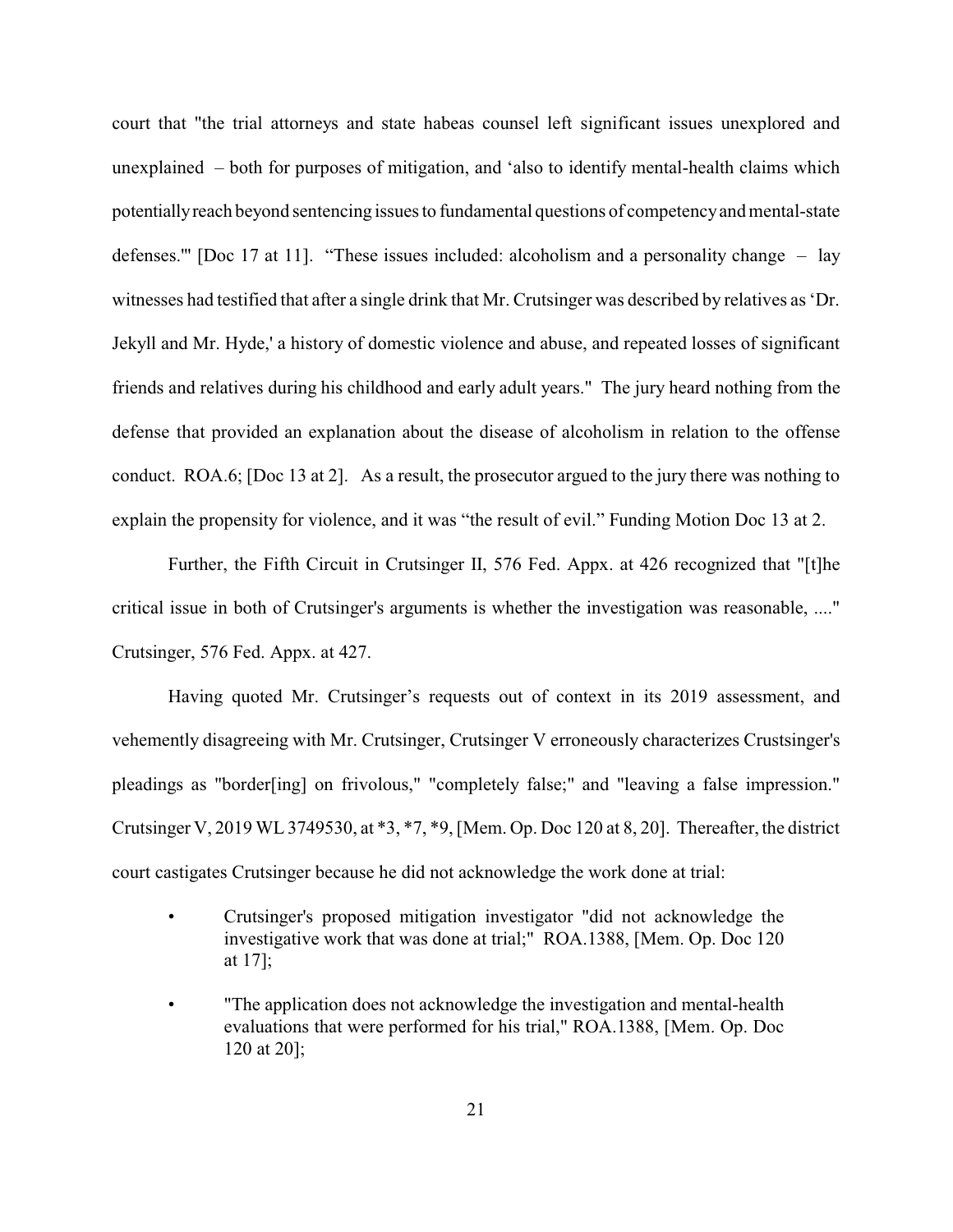court that "the trial attorneys and state habeas counsel left significant issues unexplored and unexplained – both for purposes of mitigation, and 'also to identify mental-health claims which potentially reach beyond sentencing issues to fundamental questions of competency and mental-state defenses.'" [Doc 17 at 11]. "These issues included: alcoholism and a personality change – lay witnesses had testified that after a single drink that Mr. Crutsinger was described by relatives as 'Dr. Jekyll and Mr. Hyde,' a history of domestic violence and abuse, and repeated losses of significant friends and relatives during his childhood and early adult years." The jury heard nothing from the defense that provided an explanation about the disease of alcoholism in relation to the offense conduct. ROA.6; [Doc 13 at 2]. As a result, the prosecutor argued to the jury there was nothing to explain the propensity for violence, and it was "the result of evil." Funding Motion Doc 13 at 2.

Further, the Fifth Circuit in Crutsinger II, 576 Fed. Appx. at 426 recognized that "[t]he critical issue in both of Crutsinger's arguments is whether the investigation was reasonable, ...." Crutsinger, 576 Fed. Appx. at 427.

Having quoted Mr. Crutsinger's requests out of context in its 2019 assessment, and vehemently disagreeing with Mr. Crutsinger, Crutsinger V erroneously characterizes Crustsinger's pleadings as "border[ing] on frivolous," "completely false;" and "leaving a false impression." Crutsinger V, 2019 WL 3749530, at *3, *7, *9, [Mem. Op. Doc 120 at 8, 20]. Thereafter, the district court castigates Crutsinger because he did not acknowledge the work done at trial:

- Crutsinger's proposed mitigation investigator "did not acknowledge the investigative work that was done at trial;" ROA.1388, [Mem. Op. Doc 120 at 17];
- "The application does not acknowledge the investigation and mental-health evaluations that were performed for his trial," ROA.1388, [Mem. Op. Doc 120 at 20];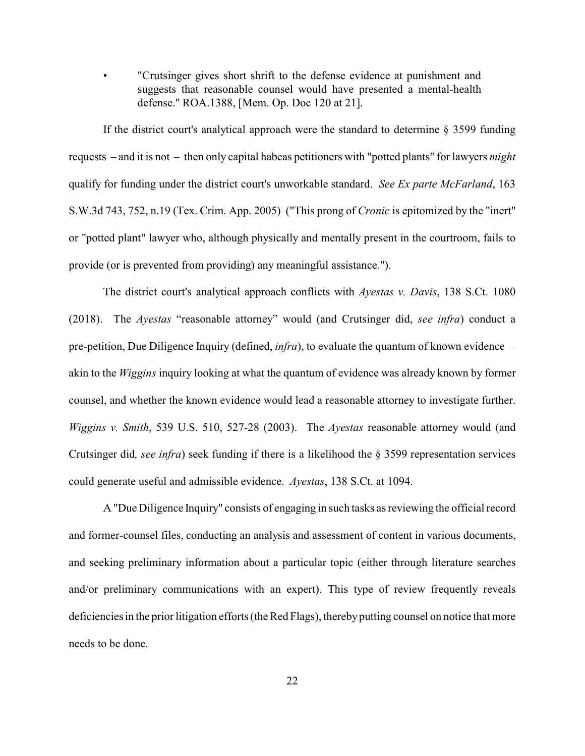- "Crutsinger gives short shrift to the defense evidence at punishment and suggests that reasonable counsel would have presented a mental-health defense." ROA.1388, [Mem. Op. Doc 120 at 21].

If the district court's analytical approach were the standard to determine § 3599 funding requests – and it is not – then only capital habeas petitioners with "potted plants" for lawyers *might* qualify for funding under the district court's unworkable standard. *See Ex parte McFarland*, 163 S.W.3d 743, 752, n.19 (Tex. Crim. App. 2005) ("This prong of *Cronic* is epitomized by the "inert" or "potted plant" lawyer who, although physically and mentally present in the courtroom, fails to provide (or is prevented from providing) any meaningful assistance.").

The district court's analytical approach conflicts with *Ayestas v. Davis*, 138 S.Ct. 1080 (2018). The *Ayestas* "reasonable attorney" would (and Crutsinger did, *see infra*) conduct a pre-petition, Due Diligence Inquiry (defined, *infra*), to evaluate the quantum of known evidence – akin to the *Wiggins* inquiry looking at what the quantum of evidence was already known by former counsel, and whether the known evidence would lead a reasonable attorney to investigate further. *Wiggins v. Smith*, 539 U.S. 510, 527-28 (2003). The *Ayestas* reasonable attorney would (and Crutsinger did*, see infra*) seek funding if there is a likelihood the § 3599 representation services could generate useful and admissible evidence. *Ayestas*, 138 S.Ct. at 1094.

A "Due Diligence Inquiry" consists of engaging in such tasks as reviewing the official record and former-counsel files, conducting an analysis and assessment of content in various documents, and seeking preliminary information about a particular topic (either through literature searches and/or preliminary communications with an expert). This type of review frequently reveals deficiencies in the prior litigation efforts (the Red Flags), thereby putting counsel on notice that more needs to be done.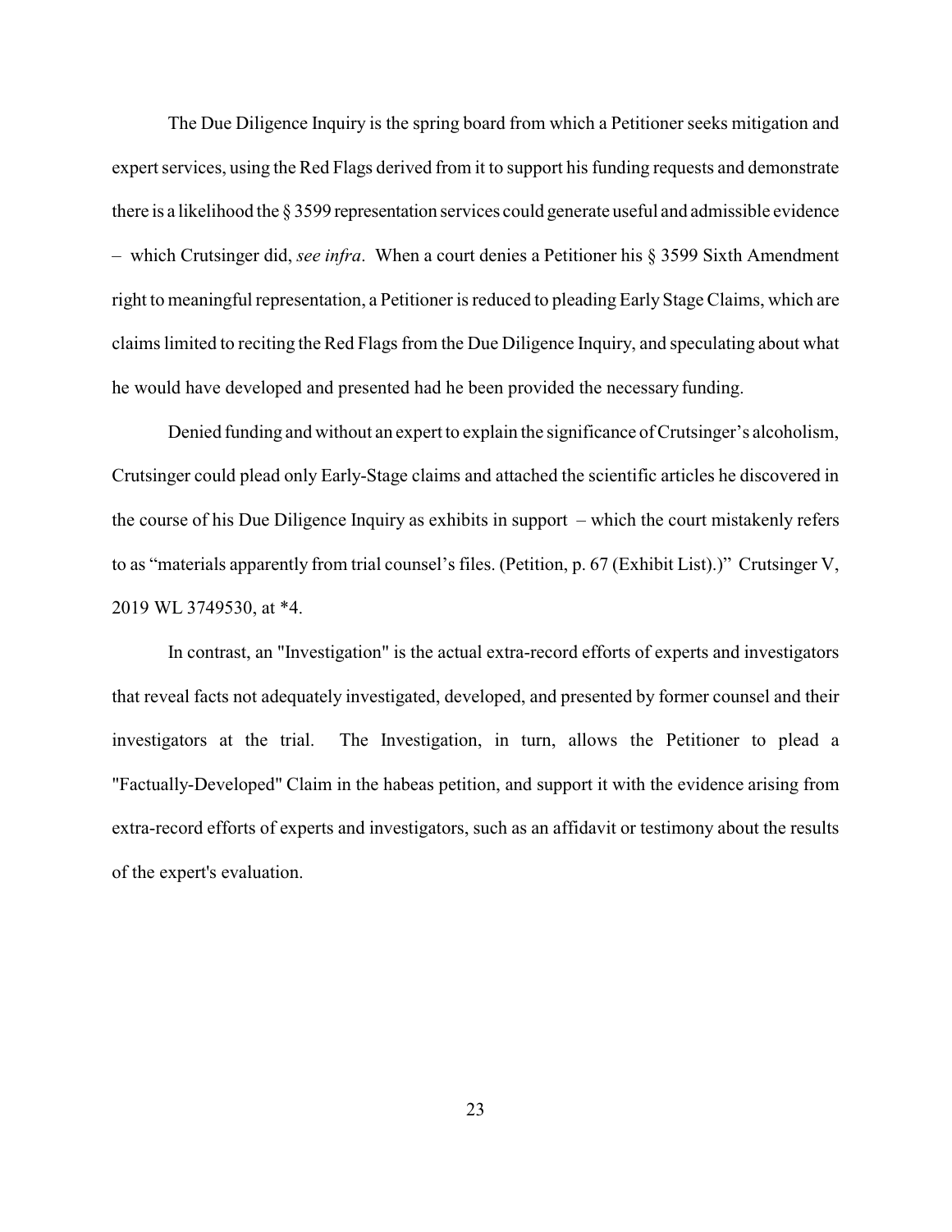The Due Diligence Inquiry is the spring board from which a Petitioner seeks mitigation and expert services, using the Red Flags derived from it to support his funding requests and demonstrate there is a likelihood the § 3599 representation services could generate useful and admissible evidence – which Crutsinger did, *see infra*. When a court denies a Petitioner his § 3599 Sixth Amendment right to meaningful representation, a Petitioner is reduced to pleading Early Stage Claims, which are claims limited to reciting the Red Flags from the Due Diligence Inquiry, and speculating about what he would have developed and presented had he been provided the necessary funding.

Denied funding and without an expert to explain the significance of Crutsinger's alcoholism, Crutsinger could plead only Early-Stage claims and attached the scientific articles he discovered in the course of his Due Diligence Inquiry as exhibits in support – which the court mistakenly refers to as "materials apparently from trial counsel's files. (Petition, p. 67 (Exhibit List).)" Crutsinger V, 2019 WL 3749530, at *4.

In contrast, an "Investigation" is the actual extra-record efforts of experts and investigators that reveal facts not adequately investigated, developed, and presented by former counsel and their investigators at the trial. The Investigation, in turn, allows the Petitioner to plead a "Factually-Developed" Claim in the habeas petition, and support it with the evidence arising from extra-record efforts of experts and investigators, such as an affidavit or testimony about the results of the expert's evaluation.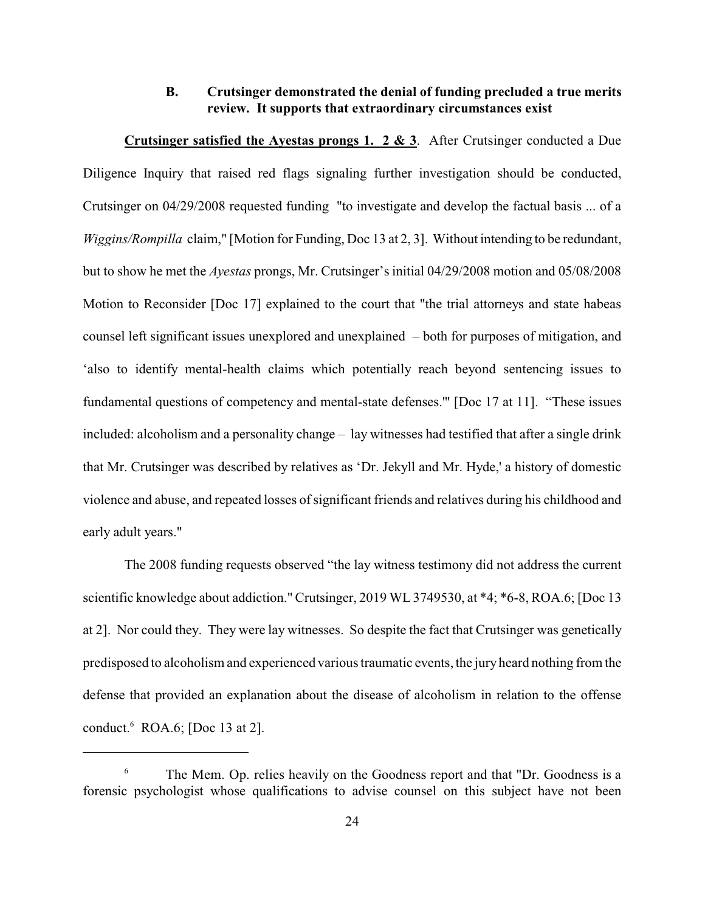### B. Crutsinger demonstrated the denial of funding precluded a true merits review. It supports that extraordinary circumstances exist

**Crutsinger satisfied the Ayestas prongs 1. 2 & 3**. After Crutsinger conducted a Due Diligence Inquiry that raised red flags signaling further investigation should be conducted, Crutsinger on 04/29/2008 requested funding "to investigate and develop the factual basis ... of a *Wiggins/Rompilla* claim," [Motion for Funding, Doc 13 at 2, 3]. Without intending to be redundant, but to show he met the *Ayestas* prongs, Mr. Crutsinger's initial 04/29/2008 motion and 05/08/2008 Motion to Reconsider [Doc 17] explained to the court that "the trial attorneys and state habeas counsel left significant issues unexplored and unexplained – both for purposes of mitigation, and 'also to identify mental-health claims which potentially reach beyond sentencing issues to fundamental questions of competency and mental-state defenses.'" [Doc 17 at 11]. "These issues included: alcoholism and a personality change – lay witnesses had testified that after a single drink that Mr. Crutsinger was described by relatives as 'Dr. Jekyll and Mr. Hyde,' a history of domestic violence and abuse, and repeated losses of significant friends and relatives during his childhood and early adult years."

The 2008 funding requests observed "the lay witness testimony did not address the current scientific knowledge about addiction." Crutsinger, 2019 WL 3749530, at *4; *6-8, ROA.6; [Doc 13 at 2]. Nor could they. They were lay witnesses. So despite the fact that Crutsinger was genetically predisposed to alcoholism and experienced various traumatic events, the jury heard nothing from the defense that provided an explanation about the disease of alcoholism in relation to the offense conduct.[6] ROA.6; [Doc 13 at 2].

---

[6] The Mem. Op. relies heavily on the Goodness report and that "Dr. Goodness is a forensic psychologist whose qualifications to advise counsel on this subject have not been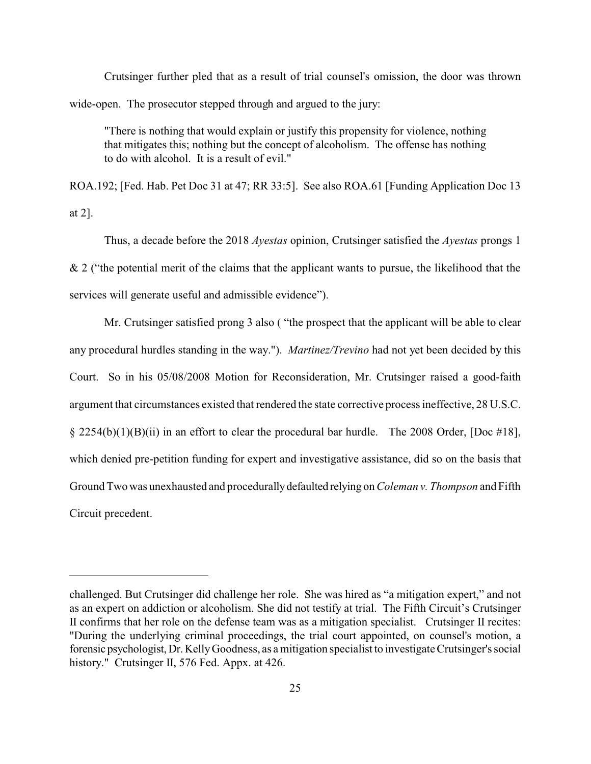Crutsinger further pled that as a result of trial counsel's omission, the door was thrown wide-open. The prosecutor stepped through and argued to the jury:

> "There is nothing that would explain or justify this propensity for violence, nothing that mitigates this; nothing but the concept of alcoholism. The offense has nothing to do with alcohol. It is a result of evil."

ROA.192; [Fed. Hab. Pet Doc 31 at 47; RR 33:5]. See also ROA.61 [Funding Application Doc 13 at 2].

Thus, a decade before the 2018 *Ayestas* opinion, Crutsinger satisfied the *Ayestas* prongs 1 & 2 ("the potential merit of the claims that the applicant wants to pursue, the likelihood that the services will generate useful and admissible evidence").

Mr. Crutsinger satisfied prong 3 also ( "the prospect that the applicant will be able to clear any procedural hurdles standing in the way."). *Martinez/Trevino* had not yet been decided by this Court. So in his 05/08/2008 Motion for Reconsideration, Mr. Crutsinger raised a good-faith argument that circumstances existed that rendered the state corrective process ineffective, 28 U.S.C. § 2254(b)(1)(B)(ii) in an effort to clear the procedural bar hurdle. The 2008 Order, [Doc #18], which denied pre-petition funding for expert and investigative assistance, did so on the basis that Ground Two was unexhausted and procedurally defaulted relying on *Coleman v. Thompson* and Fifth Circuit precedent.

---

challenged. But Crutsinger did challenge her role. She was hired as "a mitigation expert," and not as an expert on addiction or alcoholism. She did not testify at trial. The Fifth Circuit's Crutsinger II confirms that her role on the defense team was as a mitigation specialist. Crutsinger II recites: "During the underlying criminal proceedings, the trial court appointed, on counsel's motion, a forensic psychologist, Dr. Kelly Goodness, as a mitigation specialist to investigate Crutsinger's social history." Crutsinger II, 576 Fed. Appx. at 426.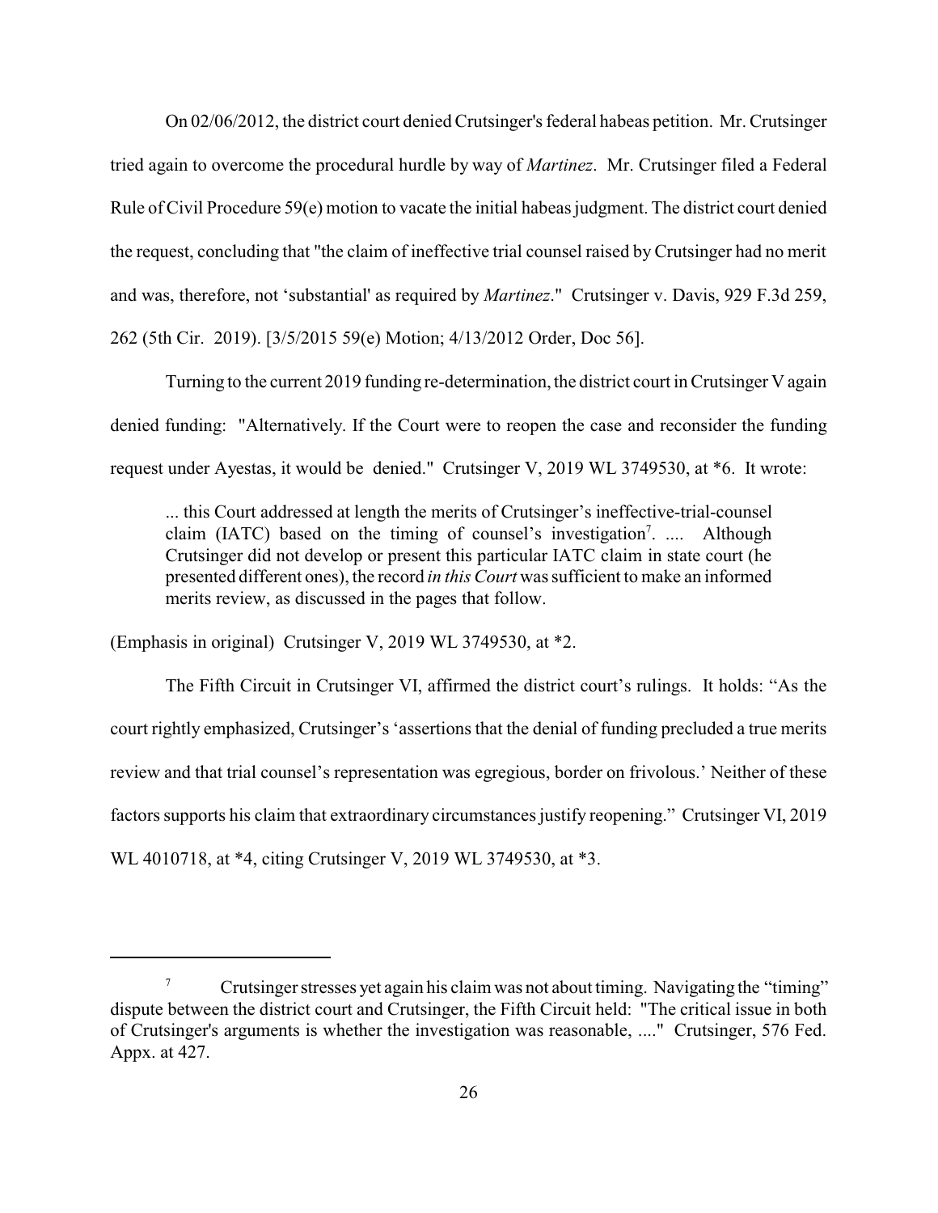On 02/06/2012, the district court denied Crutsinger's federal habeas petition. Mr. Crutsinger tried again to overcome the procedural hurdle by way of *Martinez*. Mr. Crutsinger filed a Federal Rule of Civil Procedure 59(e) motion to vacate the initial habeas judgment. The district court denied the request, concluding that "the claim of ineffective trial counsel raised by Crutsinger had no merit and was, therefore, not 'substantial' as required by *Martinez*." Crutsinger v. Davis, 929 F.3d 259, 262 (5th Cir. 2019). [3/5/2015 59(e) Motion; 4/13/2012 Order, Doc 56].

Turning to the current 2019 funding re-determination, the district court in Crutsinger V again denied funding: "Alternatively. If the Court were to reopen the case and reconsider the funding request under Ayestas, it would be denied." Crutsinger V, 2019 WL 3749530, at *6. It wrote:

> ... this Court addressed at length the merits of Crutsinger's ineffective-trial-counsel claim (IATC) based on the timing of counsel's investigation[7]. .... Although Crutsinger did not develop or present this particular IATC claim in state court (he presented different ones), the record *in this Court* was sufficient to make an informed merits review, as discussed in the pages that follow.

(Emphasis in original) Crutsinger V, 2019 WL 3749530, at *2.

The Fifth Circuit in Crutsinger VI, affirmed the district court's rulings. It holds: "As the court rightly emphasized, Crutsinger's 'assertions that the denial of funding precluded a true merits review and that trial counsel's representation was egregious, border on frivolous.' Neither of these factors supports his claim that extraordinary circumstances justify reopening." Crutsinger VI, 2019 WL 4010718, at *4, citing Crutsinger V, 2019 WL 3749530, at *3.

---

[7] Crutsinger stresses yet again his claim was not about timing. Navigating the "timing" dispute between the district court and Crutsinger, the Fifth Circuit held: "The critical issue in both of Crutsinger's arguments is whether the investigation was reasonable, ...." Crutsinger, 576 Fed. Appx. at 427.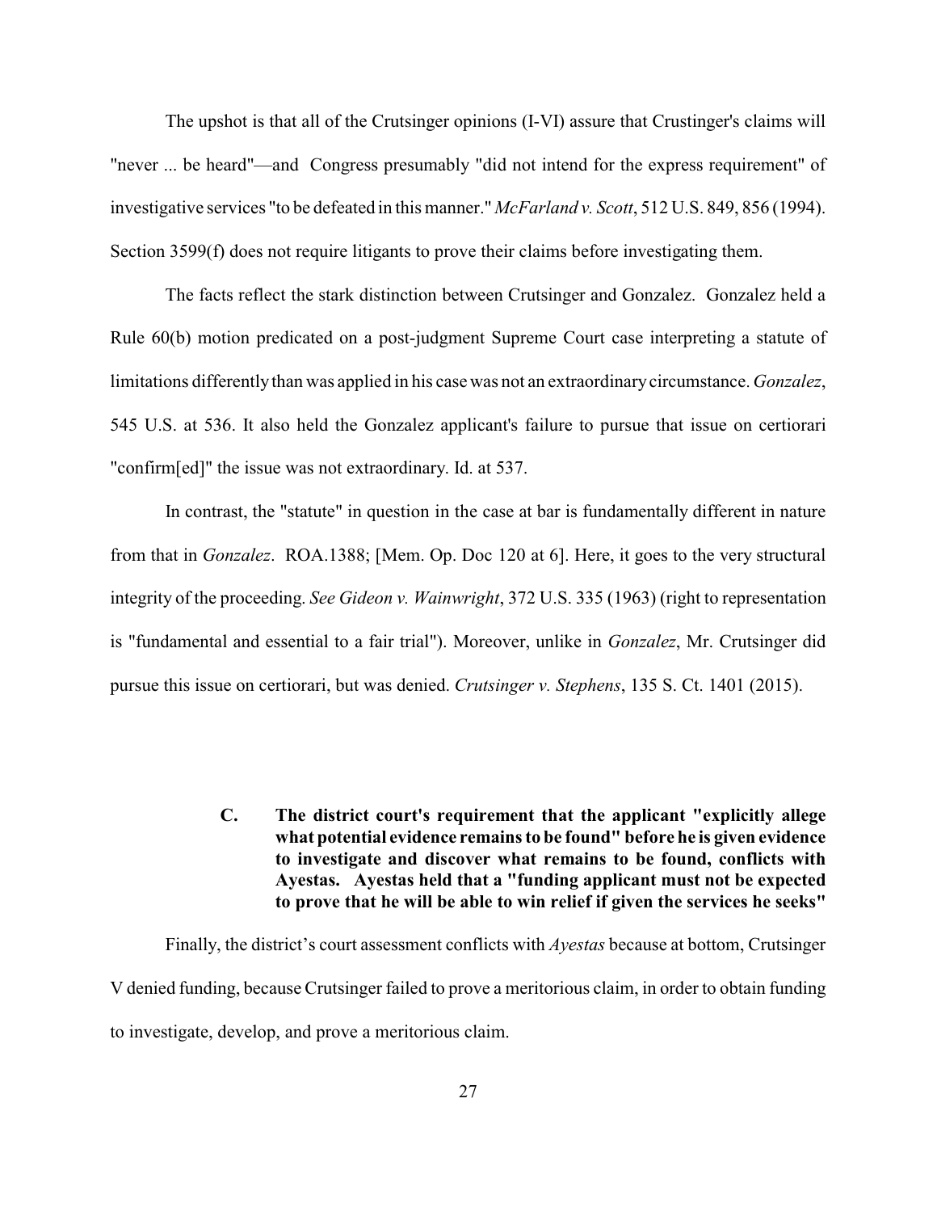The upshot is that all of the Crutsinger opinions (I-VI) assure that Crustinger's claims will "never ... be heard"—and Congress presumably "did not intend for the express requirement" of investigative services "to be defeated in this manner." *McFarland v. Scott*, 512 U.S. 849, 856 (1994). Section 3599(f) does not require litigants to prove their claims before investigating them.

The facts reflect the stark distinction between Crutsinger and Gonzalez. Gonzalez held a Rule 60(b) motion predicated on a post-judgment Supreme Court case interpreting a statute of limitations differently than was applied in his case was not an extraordinary circumstance. *Gonzalez*, 545 U.S. at 536. It also held the Gonzalez applicant's failure to pursue that issue on certiorari "confirm[ed]" the issue was not extraordinary. Id. at 537.

In contrast, the "statute" in question in the case at bar is fundamentally different in nature from that in *Gonzalez*. ROA.1388; [Mem. Op. Doc 120 at 6]. Here, it goes to the very structural integrity of the proceeding. *See Gideon v. Wainwright*, 372 U.S. 335 (1963) (right to representation is "fundamental and essential to a fair trial"). Moreover, unlike in *Gonzalez*, Mr. Crutsinger did pursue this issue on certiorari, but was denied. *Crutsinger v. Stephens*, 135 S. Ct. 1401 (2015).

### C. The district court's requirement that the applicant "explicitly allege what potential evidence remains to be found" before he is given evidence to investigate and discover what remains to be found, conflicts with Ayestas. Ayestas held that a "funding applicant must not be expected to prove that he will be able to win relief if given the services he seeks"

Finally, the district's court assessment conflicts with *Ayestas* because at bottom, Crutsinger V denied funding, because Crutsinger failed to prove a meritorious claim, in order to obtain funding to investigate, develop, and prove a meritorious claim.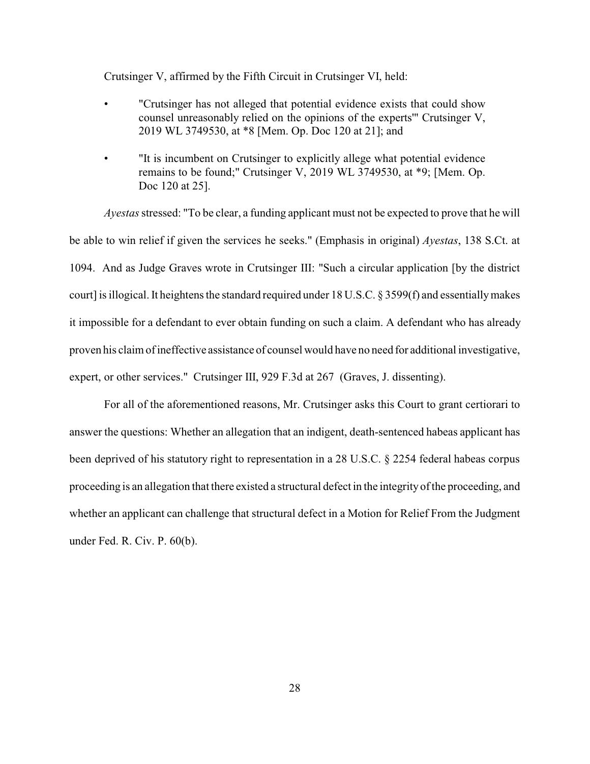Crutsinger V, affirmed by the Fifth Circuit in Crutsinger VI, held:

- "Crutsinger has not alleged that potential evidence exists that could show counsel unreasonably relied on the opinions of the experts'" Crutsinger V, 2019 WL 3749530, at *8 [Mem. Op. Doc 120 at 21]; and
- "It is incumbent on Crutsinger to explicitly allege what potential evidence remains to be found;" Crutsinger V, 2019 WL 3749530, at *9; [Mem. Op. Doc 120 at 25].

*Ayestas* stressed: "To be clear, a funding applicant must not be expected to prove that he will be able to win relief if given the services he seeks." (Emphasis in original) *Ayestas*, 138 S.Ct. at 1094. And as Judge Graves wrote in Crutsinger III: "Such a circular application [by the district court] is illogical. It heightens the standard required under 18 U.S.C. § 3599(f) and essentially makes it impossible for a defendant to ever obtain funding on such a claim. A defendant who has already proven his claim of ineffective assistance of counsel would have no need for additional investigative, expert, or other services." Crutsinger III, 929 F.3d at 267 (Graves, J. dissenting).

For all of the aforementioned reasons, Mr. Crutsinger asks this Court to grant certiorari to answer the questions: Whether an allegation that an indigent, death-sentenced habeas applicant has been deprived of his statutory right to representation in a 28 U.S.C. § 2254 federal habeas corpus proceeding is an allegation that there existed a structural defect in the integrity of the proceeding, and whether an applicant can challenge that structural defect in a Motion for Relief From the Judgment under Fed. R. Civ. P. 60(b).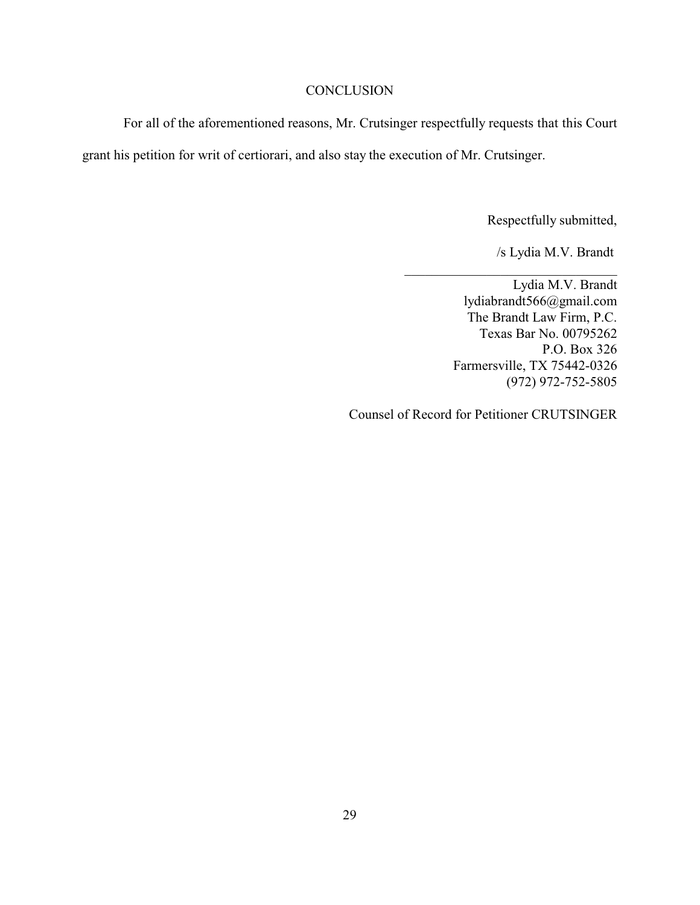## CONCLUSION

For all of the aforementioned reasons, Mr. Crutsinger respectfully requests that this Court grant his petition for writ of certiorari, and also stay the execution of Mr. Crutsinger.

Respectfully submitted,

/s Lydia M.V. Brandt

Lydia M.V. Brandt
lydiabrandt566@gmail.com
The Brandt Law Firm, P.C.
Texas Bar No. 00795262
P.O. Box 326
Farmersville, TX 75442-0326
(972) 972-752-5805

Counsel of Record for Petitioner CRUTSINGER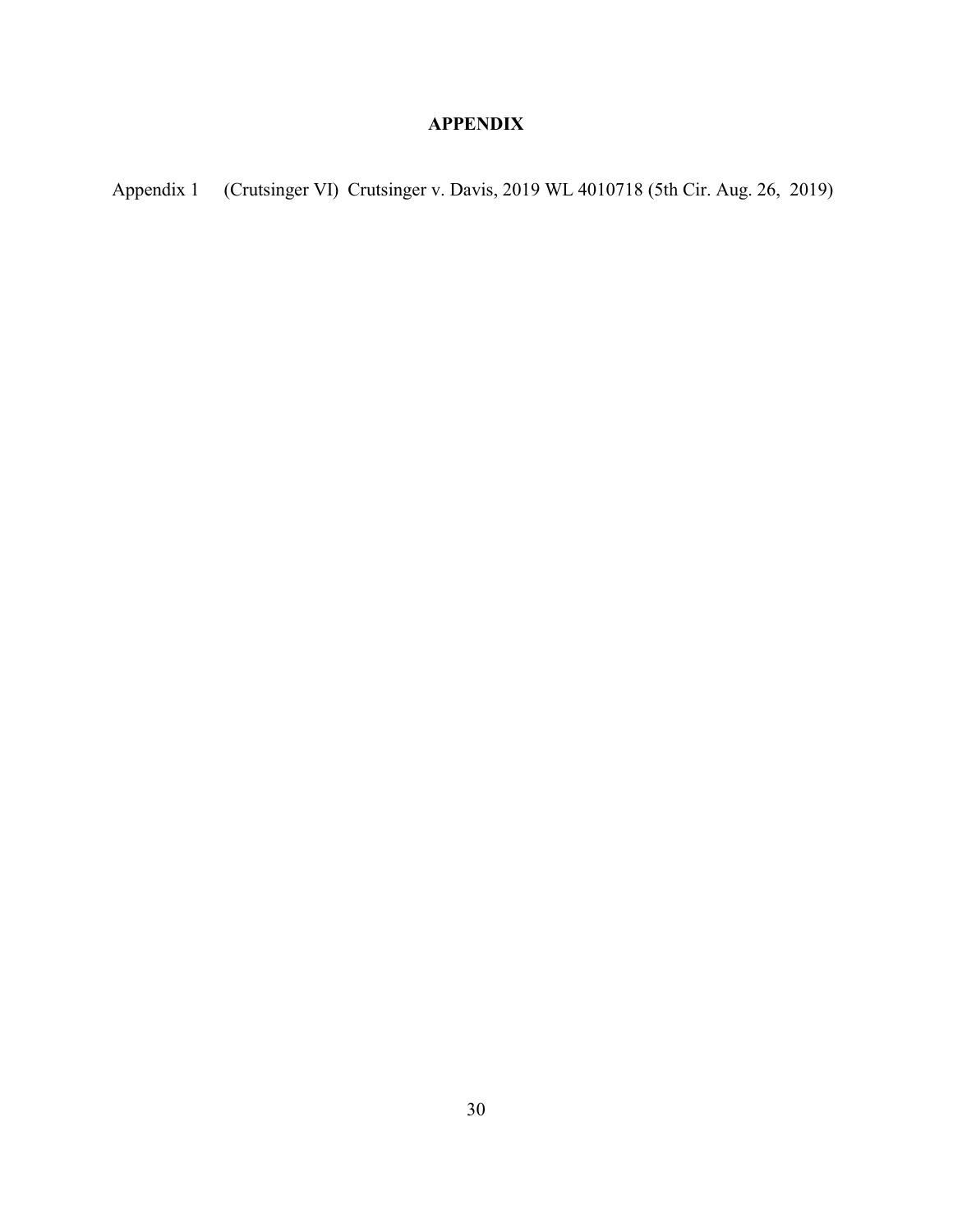# APPENDIX

Appendix 1 (Crutsinger VI) Crutsinger v. Davis, 2019 WL 4010718 (5th Cir. Aug. 26, 2019)